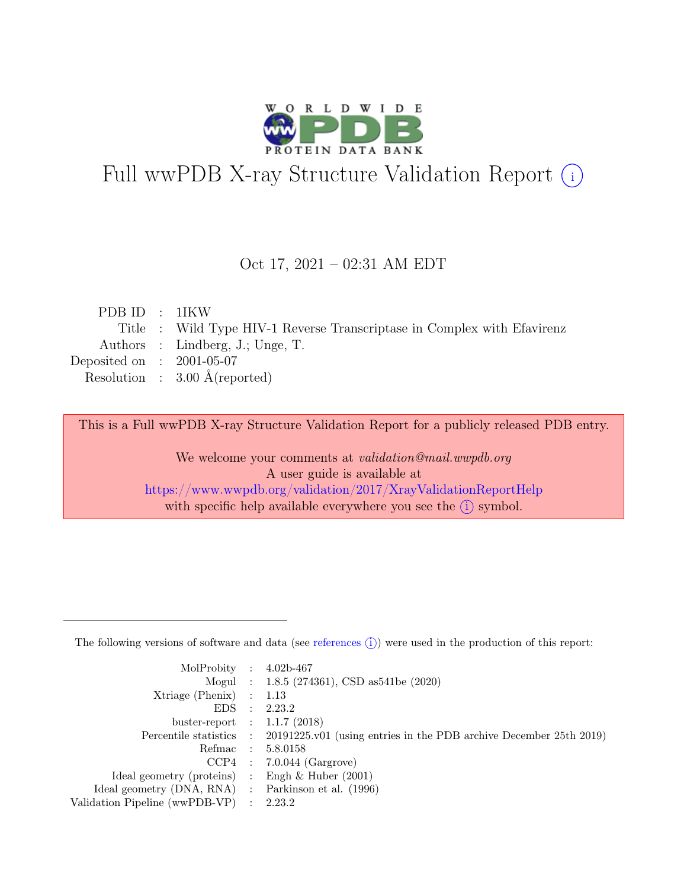# Full wwPDB X-ray Structure Validation Report ⓘ

Oct 17, 2021 – 02:31 AM EDT

| | | |
|---|---|---|
| PDB ID | : | 1IKW |
| Title | : | Wild Type HIV-1 Reverse Transcriptase in Complex with Efavirenz |
| Authors | : | Lindberg, J.; Unge, T. |
| Deposited on | : | 2001-05-07 |
| Resolution | : | 3.00 Å(reported) |

This is a Full wwPDB X-ray Structure Validation Report for a publicly released PDB entry.

We welcome your comments at *validation@mail.wwpdb.org*
A user guide is available at
https://www.wwpdb.org/validation/2017/XrayValidationReportHelp
with specific help available everywhere you see the ⓘ symbol.

---

The following versions of software and data (see references ⓘ) were used in the production of this report:

| | | |
|---|---|---|
| MolProbity | : | 4.02b-467 |
| Mogul | : | 1.8.5 (274361), CSD as541be (2020) |
| Xtriage (Phenix) | : | 1.13 |
| EDS | : | 2.23.2 |
| buster-report | : | 1.1.7 (2018) |
| Percentile statistics | : | 20191225.v01 (using entries in the PDB archive December 25th 2019) |
| Refmac | : | 5.8.0158 |
| CCP4 | : | 7.0.044 (Gargrove) |
| Ideal geometry (proteins) | : | Engh & Huber (2001) |
| Ideal geometry (DNA, RNA) | : | Parkinson et al. (1996) |
| Validation Pipeline (wwPDB-VP) | : | 2.23.2 |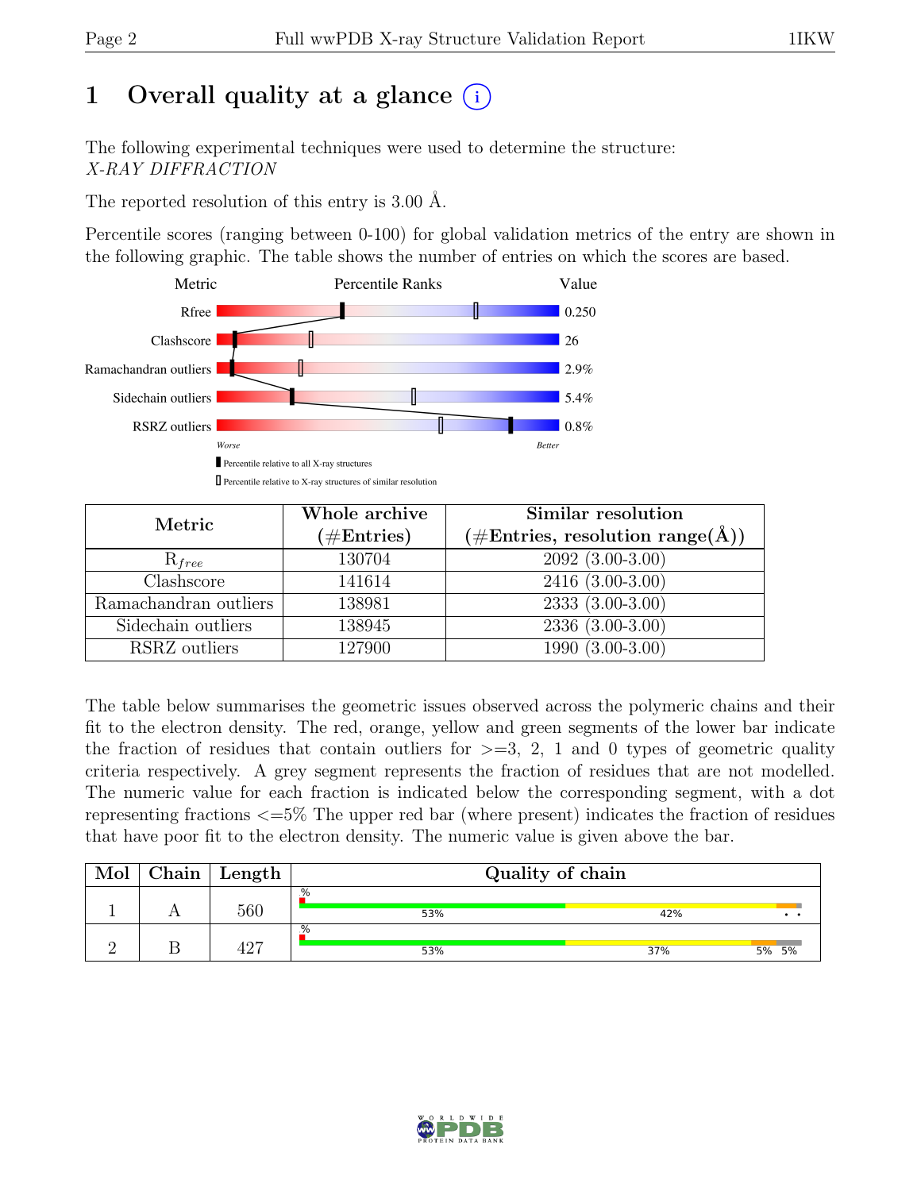# 1 Overall quality at a glance (i)

The following experimental techniques were used to determine the structure:
*X-RAY DIFFRACTION*

The reported resolution of this entry is 3.00 Å.

Percentile scores (ranging between 0-100) for global validation metrics of the entry are shown in the following graphic. The table shows the number of entries on which the scores are based.

| Metric | Value |
|---|---|
| Rfree | 0.250 |
| Clashscore | 26 |
| Ramachandran outliers | 2.9% |
| Sidechain outliers | 5.4% |
| RSRZ outliers | 0.8% |

Worse — Better

▮ Percentile relative to all X-ray structures

▯ Percentile relative to X-ray structures of similar resolution

| Metric | Whole archive (#Entries) | Similar resolution (#Entries, resolution range(Å)) |
|---|---|---|
| $R_{free}$ | 130704 | 2092 (3.00-3.00) |
| Clashscore | 141614 | 2416 (3.00-3.00) |
| Ramachandran outliers | 138981 | 2333 (3.00-3.00) |
| Sidechain outliers | 138945 | 2336 (3.00-3.00) |
| RSRZ outliers | 127900 | 1990 (3.00-3.00) |

The table below summarises the geometric issues observed across the polymeric chains and their fit to the electron density. The red, orange, yellow and green segments of the lower bar indicate the fraction of residues that contain outliers for >=3, 2, 1 and 0 types of geometric quality criteria respectively. A grey segment represents the fraction of residues that are not modelled. The numeric value for each fraction is indicated below the corresponding segment, with a dot representing fractions <=5% The upper red bar (where present) indicates the fraction of residues that have poor fit to the electron density. The numeric value is given above the bar.

| Mol | Chain | Length | Quality of chain |
|---|---|---|---|
| 1 | A | 560 | % 53% 42% • • |
| 2 | B | 427 | % 53% 37% 5% 5% |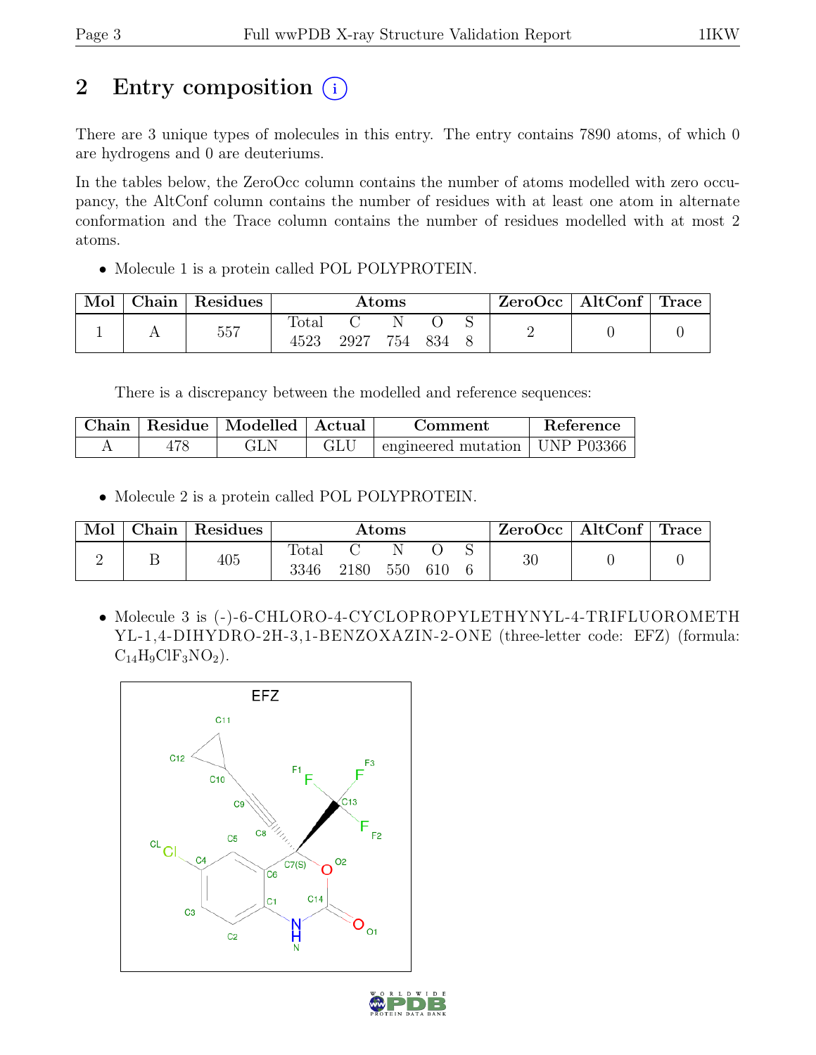# 2 Entry composition

There are 3 unique types of molecules in this entry. The entry contains 7890 atoms, of which 0 are hydrogens and 0 are deuteriums.

In the tables below, the ZeroOcc column contains the number of atoms modelled with zero occupancy, the AltConf column contains the number of residues with at least one atom in alternate conformation and the Trace column contains the number of residues modelled with at most 2 atoms.

- Molecule 1 is a protein called POL POLYPROTEIN.

| Mol | Chain | Residues | Atoms | | | | | ZeroOcc | AltConf | Trace |
|---|---|---|---|---|---|---|---|---|---|---|
| | | | Total | C | N | O | S | | | |
| 1 | A | 557 | 4523 | 2927 | 754 | 834 | 8 | 2 | 0 | 0 |

There is a discrepancy between the modelled and reference sequences:

| Chain | Residue | Modelled | Actual | Comment | Reference |
|---|---|---|---|---|---|
| A | 478 | GLN | GLU | engineered mutation | UNP P03366 |

- Molecule 2 is a protein called POL POLYPROTEIN.

| Mol | Chain | Residues | Atoms | | | | | ZeroOcc | AltConf | Trace |
|---|---|---|---|---|---|---|---|---|---|---|
| | | | Total | C | N | O | S | | | |
| 2 | B | 405 | 3346 | 2180 | 550 | 610 | 6 | 30 | 0 | 0 |

- Molecule 3 is (-)-6-CHLORO-4-CYCLOPROPYLETHYNYL-4-TRIFLUOROMETHYL-1,4-DIHYDRO-2H-3,1-BENZOXAZIN-2-ONE (three-letter code: EFZ) (formula: $C_{14}H_9ClF_3NO_2$).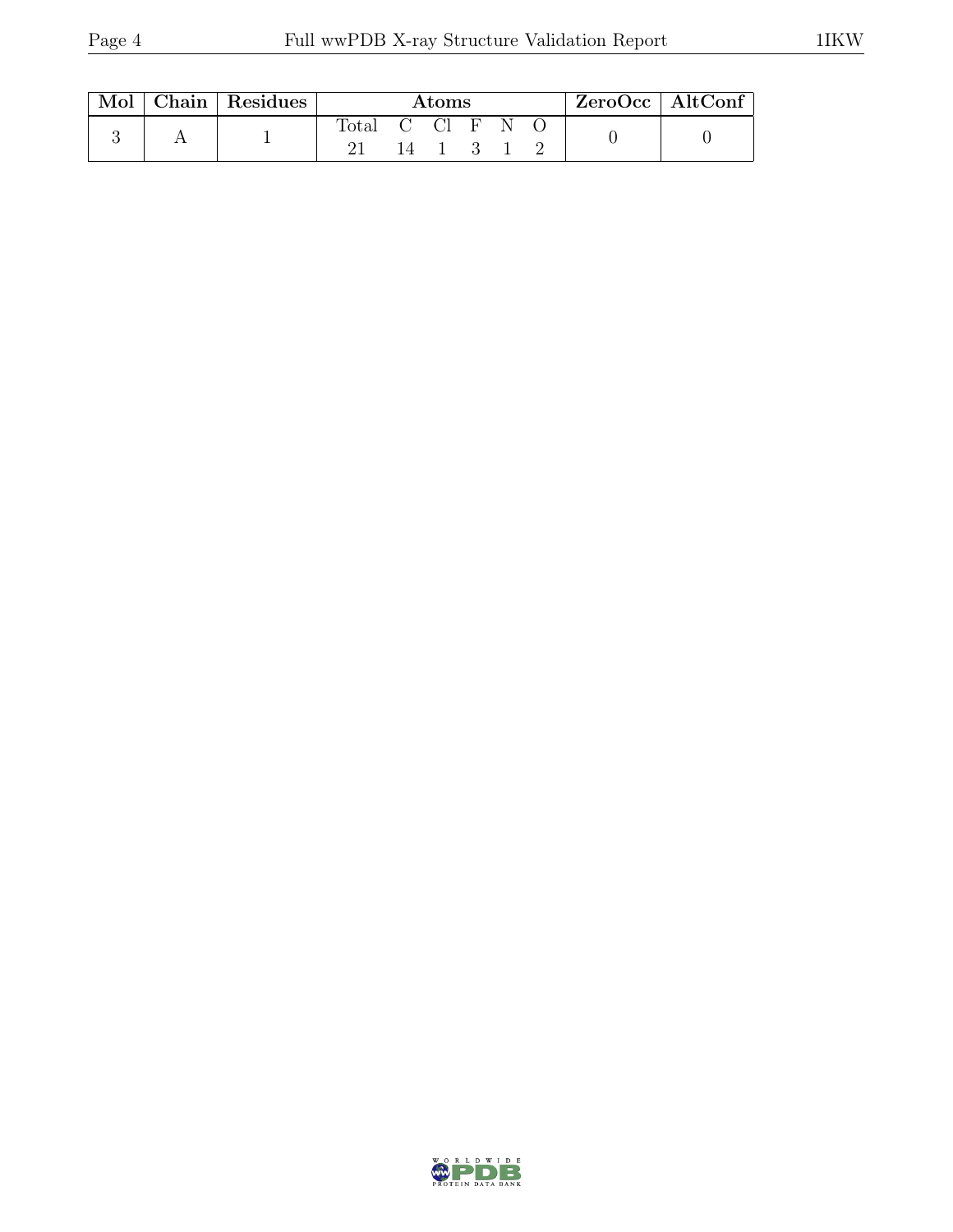| Mol | Chain | Residues | Atoms | | | | | | ZeroOcc | AltConf |
|---|---|---|---|---|---|---|---|---|---|---|
| | | | Total | C | Cl | F | N | O | | |
| 3 | A | 1 | 21 | 14 | 1 | 3 | 1 | 2 | 0 | 0 |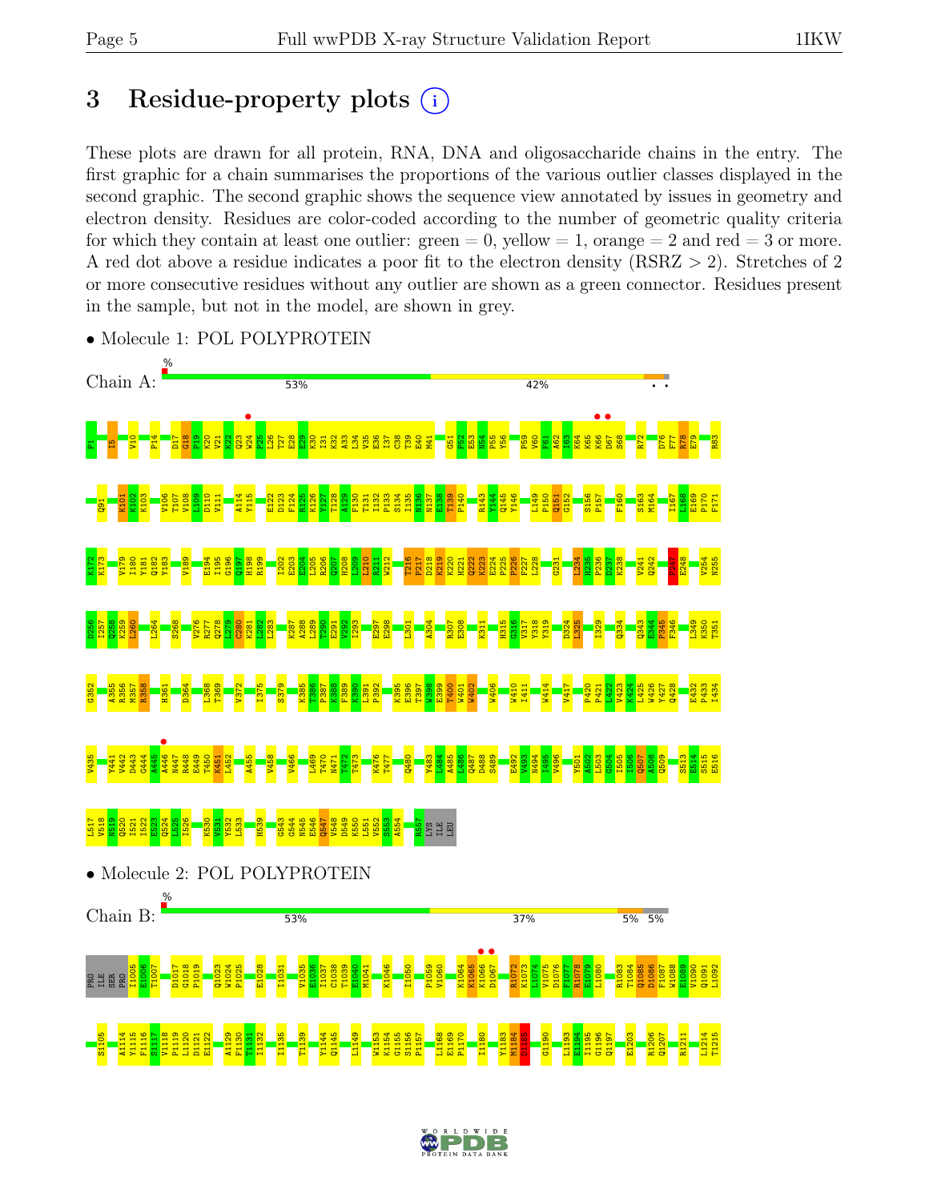# 3 Residue-property plots

These plots are drawn for all protein, RNA, DNA and oligosaccharide chains in the entry. The first graphic for a chain summarises the proportions of the various outlier classes displayed in the second graphic. The second graphic shows the sequence view annotated by issues in geometry and electron density. Residues are color-coded according to the number of geometric quality criteria for which they contain at least one outlier: green = 0, yellow = 1, orange = 2 and red = 3 or more. A red dot above a residue indicates a poor fit to the electron density (RSRZ > 2). Stretches of 2 or more consecutive residues without any outlier are shown as a green connector. Residues present in the sample, but not in the model, are shown in grey.

- Molecule 1: POL POLYPROTEIN

Chain A: 53% 42%

- Molecule 2: POL POLYPROTEIN

Chain B: 53% 37% 5% 5%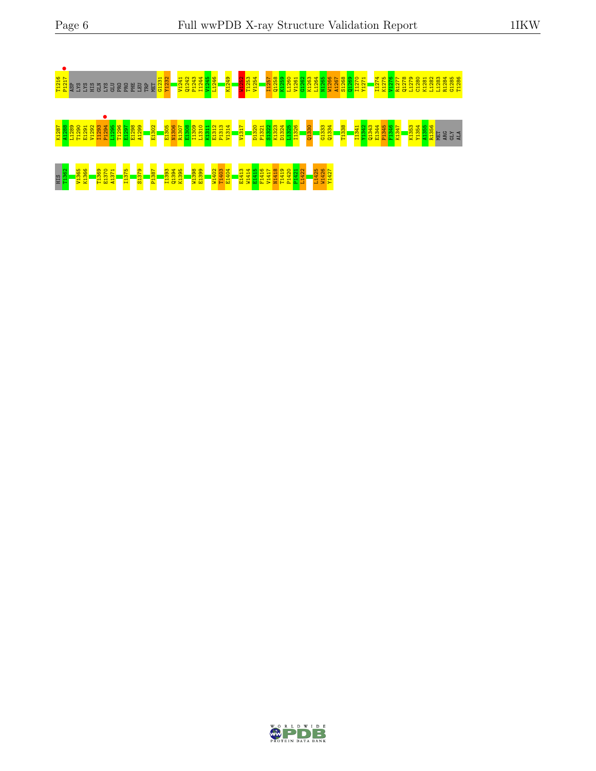T1216 P1217 ASP LYS LYS HIS GLN LYS GLU PRO PRO PHE LEU TRP MET G1231 Y1232 V1241 Q1242 P1243 I1244 V1245 L1246 K1249 W1252 T1253 V1254 I1257 Q1258 K1259 L1260 V1261 G1262 K1263 L1264 N1265 W1266 A1267 S1268 Q1269 I1270 Y1271 I1274 K1275 V1276 R1277 Q1278 L1279 C1280 K1281 L1282 L1283 R1284 G1285 T1286

K1287 A1288 L1289 T1290 E1291 V1292 I1293 P1294 L1295 T1296 E1297 E1298 A1299 E1302 E1305 N1306 R1307 E1308 I1309 L1310 K1311 E1312 P1313 V1314 V1317 D1320 P1321 S1322 K1323 D1324 L1325 I1326 Q1330 G1333 Q1334 T1338 I1341 Y1342 Q1343 E1344 P1345 F1346 K1347 K1353 Y1354 A1355 R1356 MET ARG GLY ALA

HIS T1362 V1365 K1366 T1369 E1370 A1371 I1375 S1379 P1387 I1393 Q1394 K1395 W1398 E1399 W1402 T1403 E1404 E1413 W1414 E1415 F1416 V1417 N1418 T1419 P1420 P1421 L1422 L1425 W1426 Y1427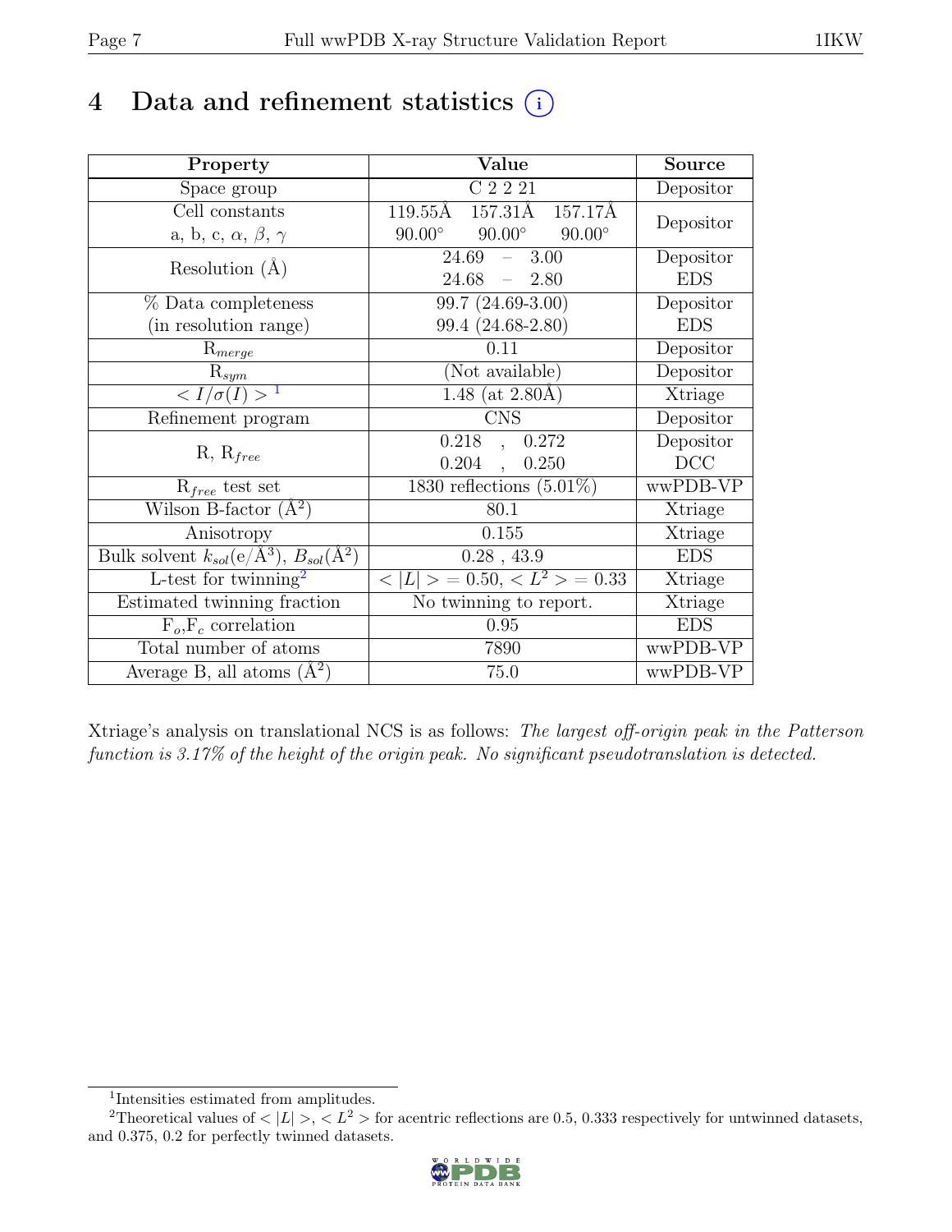# 4 Data and refinement statistics ⓘ

| Property | Value | Source |
|---|---|---|
| Space group | C 2 2 21 | Depositor |
| Cell constants<br>a, b, c, $\alpha$, $\beta$, $\gamma$ | 119.55Å 157.31Å 157.17Å<br>90.00° 90.00° 90.00° | Depositor |
| Resolution (Å) | 24.69 – 3.00<br>24.68 – 2.80 | Depositor<br>EDS |
| % Data completeness<br>(in resolution range) | 99.7 (24.69-3.00)<br>99.4 (24.68-2.80) | Depositor<br>EDS |
| $R_{merge}$ | 0.11 | Depositor |
| $R_{sym}$ | (Not available) | Depositor |
| $< I/\sigma(I) >$ [1] | 1.48 (at 2.80Å) | Xtriage |
| Refinement program | CNS | Depositor |
| R, $R_{free}$ | 0.218 , 0.272<br>0.204 , 0.250 | Depositor<br>DCC |
| $R_{free}$ test set | 1830 reflections (5.01%) | wwPDB-VP |
| Wilson B-factor (Å$^2$) | 80.1 | Xtriage |
| Anisotropy | 0.155 | Xtriage |
| Bulk solvent $k_{sol}$(e/Å$^3$), $B_{sol}$(Å$^2$) | 0.28 , 43.9 | EDS |
| L-test for twinning[2] | $< \|L\| > = 0.50$, $< L^2 > = 0.33$ | Xtriage |
| Estimated twinning fraction | No twinning to report. | Xtriage |
| $F_o$,$F_c$ correlation | 0.95 | EDS |
| Total number of atoms | 7890 | wwPDB-VP |
| Average B, all atoms (Å$^2$) | 75.0 | wwPDB-VP |

Xtriage's analysis on translational NCS is as follows: *The largest off-origin peak in the Patterson function is 3.17% of the height of the origin peak. No significant pseudotranslation is detected.*

[1] Intensities estimated from amplitudes.

[2] Theoretical values of $< |L| >$, $< L^2 >$ for acentric reflections are 0.5, 0.333 respectively for untwinned datasets, and 0.375, 0.2 for perfectly twinned datasets.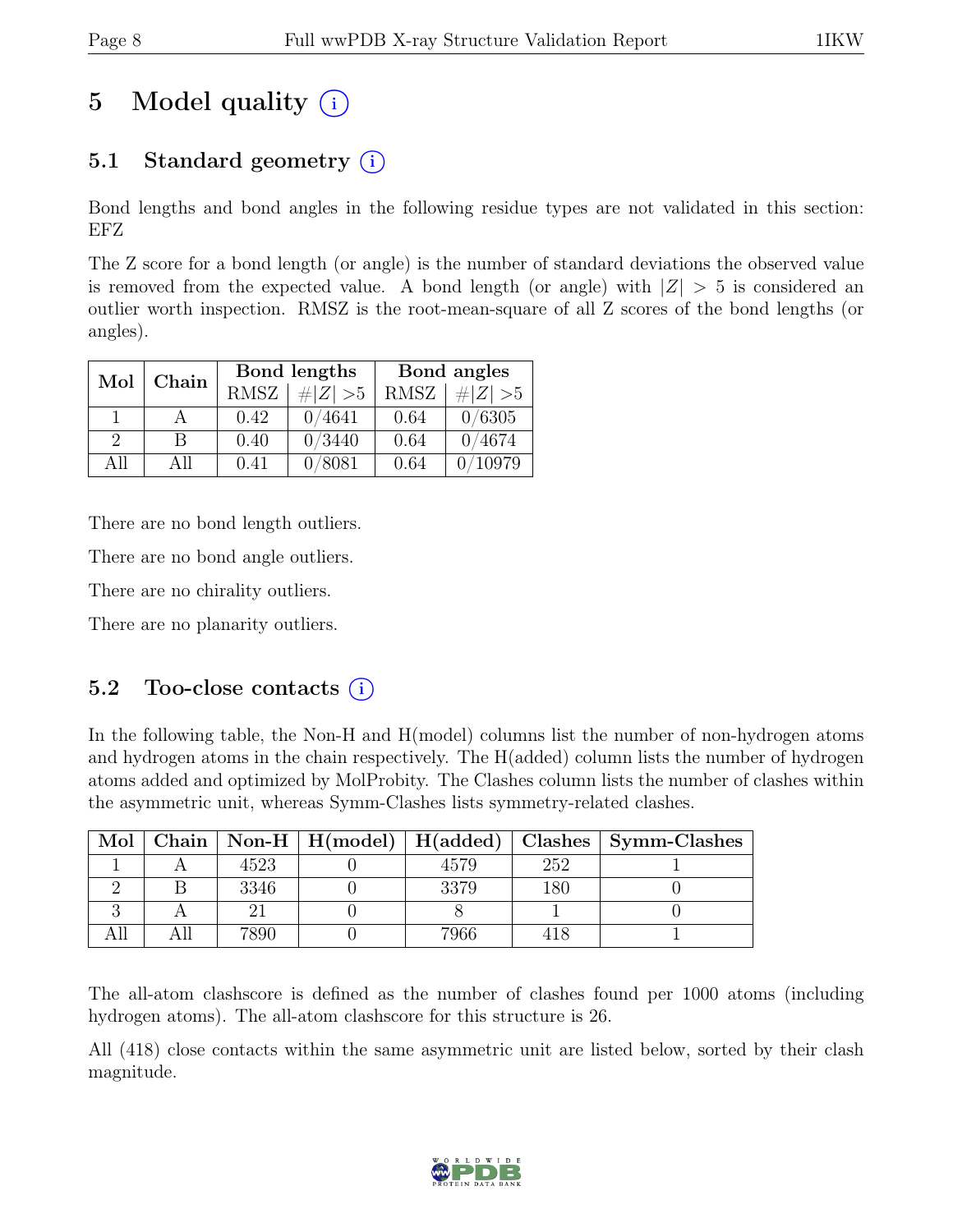# 5 Model quality

## 5.1 Standard geometry

Bond lengths and bond angles in the following residue types are not validated in this section: EFZ

The Z score for a bond length (or angle) is the number of standard deviations the observed value is removed from the expected value. A bond length (or angle) with $|Z| > 5$ is considered an outlier worth inspection. RMSZ is the root-mean-square of all Z scores of the bond lengths (or angles).

| Mol | Chain | Bond lengths | | Bond angles | |
|---|---|---|---|---|---|
| | | RMSZ | $\#\|Z\| > 5$ | RMSZ | $\#\|Z\| > 5$ |
| 1 | A | 0.42 | 0/4641 | 0.64 | 0/6305 |
| 2 | B | 0.40 | 0/3440 | 0.64 | 0/4674 |
| All | All | 0.41 | 0/8081 | 0.64 | 0/10979 |

There are no bond length outliers.

There are no bond angle outliers.

There are no chirality outliers.

There are no planarity outliers.

## 5.2 Too-close contacts

In the following table, the Non-H and H(model) columns list the number of non-hydrogen atoms and hydrogen atoms in the chain respectively. The H(added) column lists the number of hydrogen atoms added and optimized by MolProbity. The Clashes column lists the number of clashes within the asymmetric unit, whereas Symm-Clashes lists symmetry-related clashes.

| Mol | Chain | Non-H | H(model) | H(added) | Clashes | Symm-Clashes |
|---|---|---|---|---|---|---|
| 1 | A | 4523 | 0 | 4579 | 252 | 1 |
| 2 | B | 3346 | 0 | 3379 | 180 | 0 |
| 3 | A | 21 | 0 | 8 | 1 | 0 |
| All | All | 7890 | 0 | 7966 | 418 | 1 |

The all-atom clashscore is defined as the number of clashes found per 1000 atoms (including hydrogen atoms). The all-atom clashscore for this structure is 26.

All (418) close contacts within the same asymmetric unit are listed below, sorted by their clash magnitude.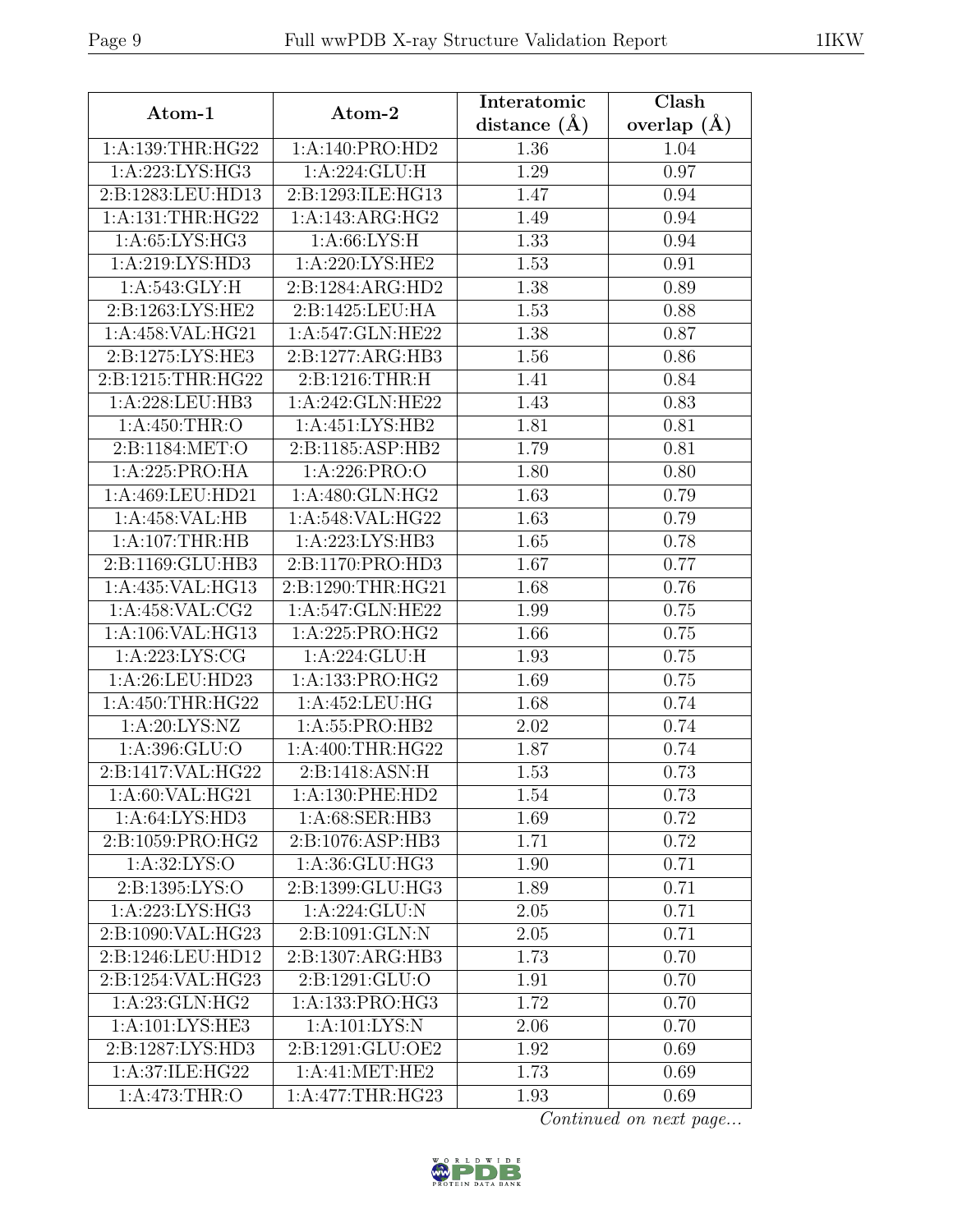| Atom-1 | Atom-2 | Interatomic distance (Å) | Clash overlap (Å) |
|---|---|---|---|
| 1:A:139:THR:HG22 | 1:A:140:PRO:HD2 | 1.36 | 1.04 |
| 1:A:223:LYS:HG3 | 1:A:224:GLU:H | 1.29 | 0.97 |
| 2:B:1283:LEU:HD13 | 2:B:1293:ILE:HG13 | 1.47 | 0.94 |
| 1:A:131:THR:HG22 | 1:A:143:ARG:HG2 | 1.49 | 0.94 |
| 1:A:65:LYS:HG3 | 1:A:66:LYS:H | 1.33 | 0.94 |
| 1:A:219:LYS:HD3 | 1:A:220:LYS:HE2 | 1.53 | 0.91 |
| 1:A:543:GLY:H | 2:B:1284:ARG:HD2 | 1.38 | 0.89 |
| 2:B:1263:LYS:HE2 | 2:B:1425:LEU:HA | 1.53 | 0.88 |
| 1:A:458:VAL:HG21 | 1:A:547:GLN:HE22 | 1.38 | 0.87 |
| 2:B:1275:LYS:HE3 | 2:B:1277:ARG:HB3 | 1.56 | 0.86 |
| 2:B:1215:THR:HG22 | 2:B:1216:THR:H | 1.41 | 0.84 |
| 1:A:228:LEU:HB3 | 1:A:242:GLN:HE22 | 1.43 | 0.83 |
| 1:A:450:THR:O | 1:A:451:LYS:HB2 | 1.81 | 0.81 |
| 2:B:1184:MET:O | 2:B:1185:ASP:HB2 | 1.79 | 0.81 |
| 1:A:225:PRO:HA | 1:A:226:PRO:O | 1.80 | 0.80 |
| 1:A:469:LEU:HD21 | 1:A:480:GLN:HG2 | 1.63 | 0.79 |
| 1:A:458:VAL:HB | 1:A:548:VAL:HG22 | 1.63 | 0.79 |
| 1:A:107:THR:HB | 1:A:223:LYS:HB3 | 1.65 | 0.78 |
| 2:B:1169:GLU:HB3 | 2:B:1170:PRO:HD3 | 1.67 | 0.77 |
| 1:A:435:VAL:HG13 | 2:B:1290:THR:HG21 | 1.68 | 0.76 |
| 1:A:458:VAL:CG2 | 1:A:547:GLN:HE22 | 1.99 | 0.75 |
| 1:A:106:VAL:HG13 | 1:A:225:PRO:HG2 | 1.66 | 0.75 |
| 1:A:223:LYS:CG | 1:A:224:GLU:H | 1.93 | 0.75 |
| 1:A:26:LEU:HD23 | 1:A:133:PRO:HG2 | 1.69 | 0.75 |
| 1:A:450:THR:HG22 | 1:A:452:LEU:HG | 1.68 | 0.74 |
| 1:A:20:LYS:NZ | 1:A:55:PRO:HB2 | 2.02 | 0.74 |
| 1:A:396:GLU:O | 1:A:400:THR:HG22 | 1.87 | 0.74 |
| 2:B:1417:VAL:HG22 | 2:B:1418:ASN:H | 1.53 | 0.73 |
| 1:A:60:VAL:HG21 | 1:A:130:PHE:HD2 | 1.54 | 0.73 |
| 1:A:64:LYS:HD3 | 1:A:68:SER:HB3 | 1.69 | 0.72 |
| 2:B:1059:PRO:HG2 | 2:B:1076:ASP:HB3 | 1.71 | 0.72 |
| 1:A:32:LYS:O | 1:A:36:GLU:HG3 | 1.90 | 0.71 |
| 2:B:1395:LYS:O | 2:B:1399:GLU:HG3 | 1.89 | 0.71 |
| 1:A:223:LYS:HG3 | 1:A:224:GLU:N | 2.05 | 0.71 |
| 2:B:1090:VAL:HG23 | 2:B:1091:GLN:N | 2.05 | 0.71 |
| 2:B:1246:LEU:HD12 | 2:B:1307:ARG:HB3 | 1.73 | 0.70 |
| 2:B:1254:VAL:HG23 | 2:B:1291:GLU:O | 1.91 | 0.70 |
| 1:A:23:GLN:HG2 | 1:A:133:PRO:HG3 | 1.72 | 0.70 |
| 1:A:101:LYS:HE3 | 1:A:101:LYS:N | 2.06 | 0.70 |
| 2:B:1287:LYS:HD3 | 2:B:1291:GLU:OE2 | 1.92 | 0.69 |
| 1:A:37:ILE:HG22 | 1:A:41:MET:HE2 | 1.73 | 0.69 |
| 1:A:473:THR:O | 1:A:477:THR:HG23 | 1.93 | 0.69 |

*Continued on next page...*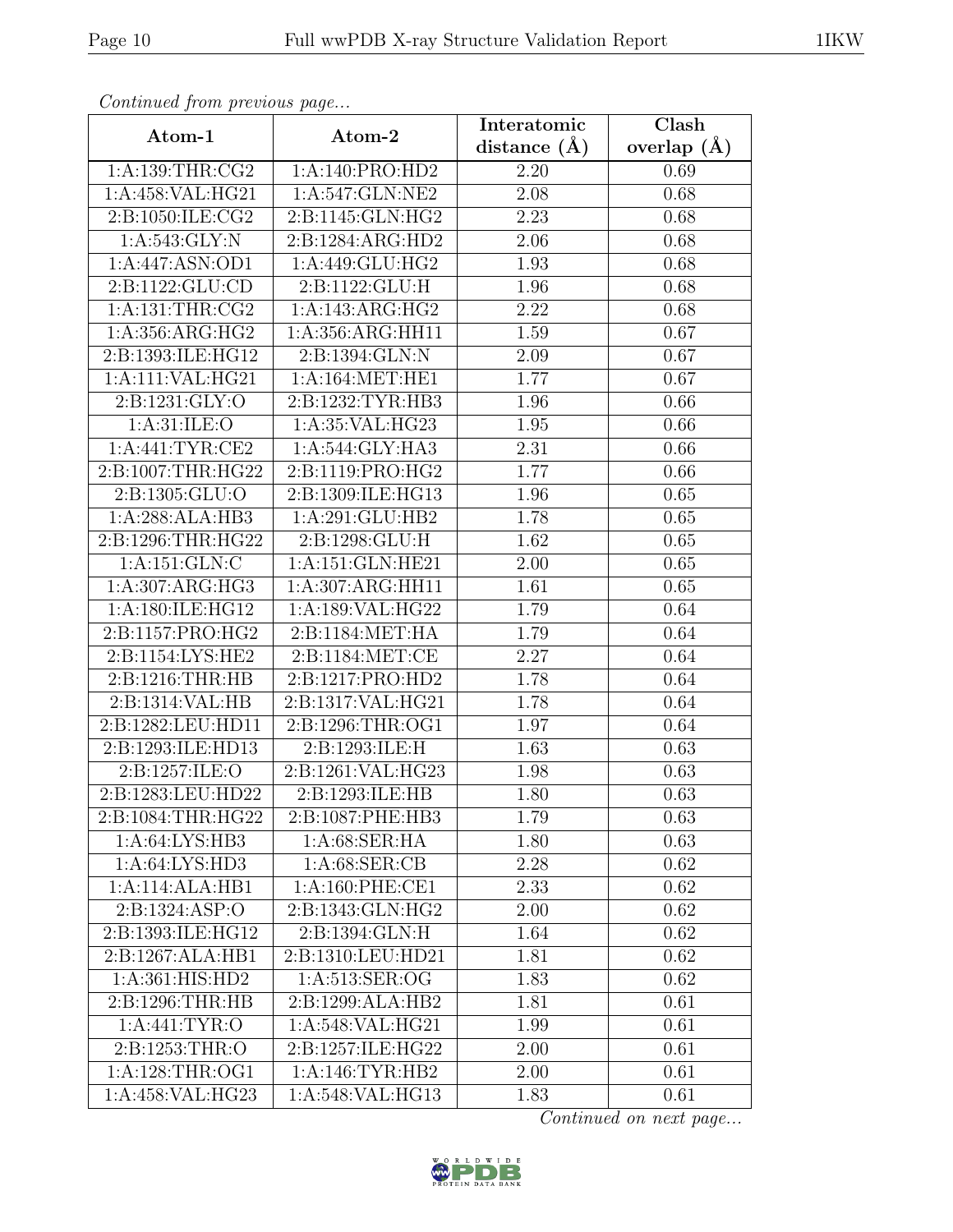*Continued from previous page...*

| Atom-1 | Atom-2 | Interatomic distance (Å) | Clash overlap (Å) |
|---|---|---|---|
| 1:A:139:THR:CG2 | 1:A:140:PRO:HD2 | 2.20 | 0.69 |
| 1:A:458:VAL:HG21 | 1:A:547:GLN:NE2 | 2.08 | 0.68 |
| 2:B:1050:ILE:CG2 | 2:B:1145:GLN:HG2 | 2.23 | 0.68 |
| 1:A:543:GLY:N | 2:B:1284:ARG:HD2 | 2.06 | 0.68 |
| 1:A:447:ASN:OD1 | 1:A:449:GLU:HG2 | 1.93 | 0.68 |
| 2:B:1122:GLU:CD | 2:B:1122:GLU:H | 1.96 | 0.68 |
| 1:A:131:THR:CG2 | 1:A:143:ARG:HG2 | 2.22 | 0.68 |
| 1:A:356:ARG:HG2 | 1:A:356:ARG:HH11 | 1.59 | 0.67 |
| 2:B:1393:ILE:HG12 | 2:B:1394:GLN:N | 2.09 | 0.67 |
| 1:A:111:VAL:HG21 | 1:A:164:MET:HE1 | 1.77 | 0.67 |
| 2:B:1231:GLY:O | 2:B:1232:TYR:HB3 | 1.96 | 0.66 |
| 1:A:31:ILE:O | 1:A:35:VAL:HG23 | 1.95 | 0.66 |
| 1:A:441:TYR:CE2 | 1:A:544:GLY:HA3 | 2.31 | 0.66 |
| 2:B:1007:THR:HG22 | 2:B:1119:PRO:HG2 | 1.77 | 0.66 |
| 2:B:1305:GLU:O | 2:B:1309:ILE:HG13 | 1.96 | 0.65 |
| 1:A:288:ALA:HB3 | 1:A:291:GLU:HB2 | 1.78 | 0.65 |
| 2:B:1296:THR:HG22 | 2:B:1298:GLU:H | 1.62 | 0.65 |
| 1:A:151:GLN:C | 1:A:151:GLN:HE21 | 2.00 | 0.65 |
| 1:A:307:ARG:HG3 | 1:A:307:ARG:HH11 | 1.61 | 0.65 |
| 1:A:180:ILE:HG12 | 1:A:189:VAL:HG22 | 1.79 | 0.64 |
| 2:B:1157:PRO:HG2 | 2:B:1184:MET:HA | 1.79 | 0.64 |
| 2:B:1154:LYS:HE2 | 2:B:1184:MET:CE | 2.27 | 0.64 |
| 2:B:1216:THR:HB | 2:B:1217:PRO:HD2 | 1.78 | 0.64 |
| 2:B:1314:VAL:HB | 2:B:1317:VAL:HG21 | 1.78 | 0.64 |
| 2:B:1282:LEU:HD11 | 2:B:1296:THR:OG1 | 1.97 | 0.64 |
| 2:B:1293:ILE:HD13 | 2:B:1293:ILE:H | 1.63 | 0.63 |
| 2:B:1257:ILE:O | 2:B:1261:VAL:HG23 | 1.98 | 0.63 |
| 2:B:1283:LEU:HD22 | 2:B:1293:ILE:HB | 1.80 | 0.63 |
| 2:B:1084:THR:HG22 | 2:B:1087:PHE:HB3 | 1.79 | 0.63 |
| 1:A:64:LYS:HB3 | 1:A:68:SER:HA | 1.80 | 0.63 |
| 1:A:64:LYS:HD3 | 1:A:68:SER:CB | 2.28 | 0.62 |
| 1:A:114:ALA:HB1 | 1:A:160:PHE:CE1 | 2.33 | 0.62 |
| 2:B:1324:ASP:O | 2:B:1343:GLN:HG2 | 2.00 | 0.62 |
| 2:B:1393:ILE:HG12 | 2:B:1394:GLN:H | 1.64 | 0.62 |
| 2:B:1267:ALA:HB1 | 2:B:1310:LEU:HD21 | 1.81 | 0.62 |
| 1:A:361:HIS:HD2 | 1:A:513:SER:OG | 1.83 | 0.62 |
| 2:B:1296:THR:HB | 2:B:1299:ALA:HB2 | 1.81 | 0.61 |
| 1:A:441:TYR:O | 1:A:548:VAL:HG21 | 1.99 | 0.61 |
| 2:B:1253:THR:O | 2:B:1257:ILE:HG22 | 2.00 | 0.61 |
| 1:A:128:THR:OG1 | 1:A:146:TYR:HB2 | 2.00 | 0.61 |
| 1:A:458:VAL:HG23 | 1:A:548:VAL:HG13 | 1.83 | 0.61 |

*Continued on next page...*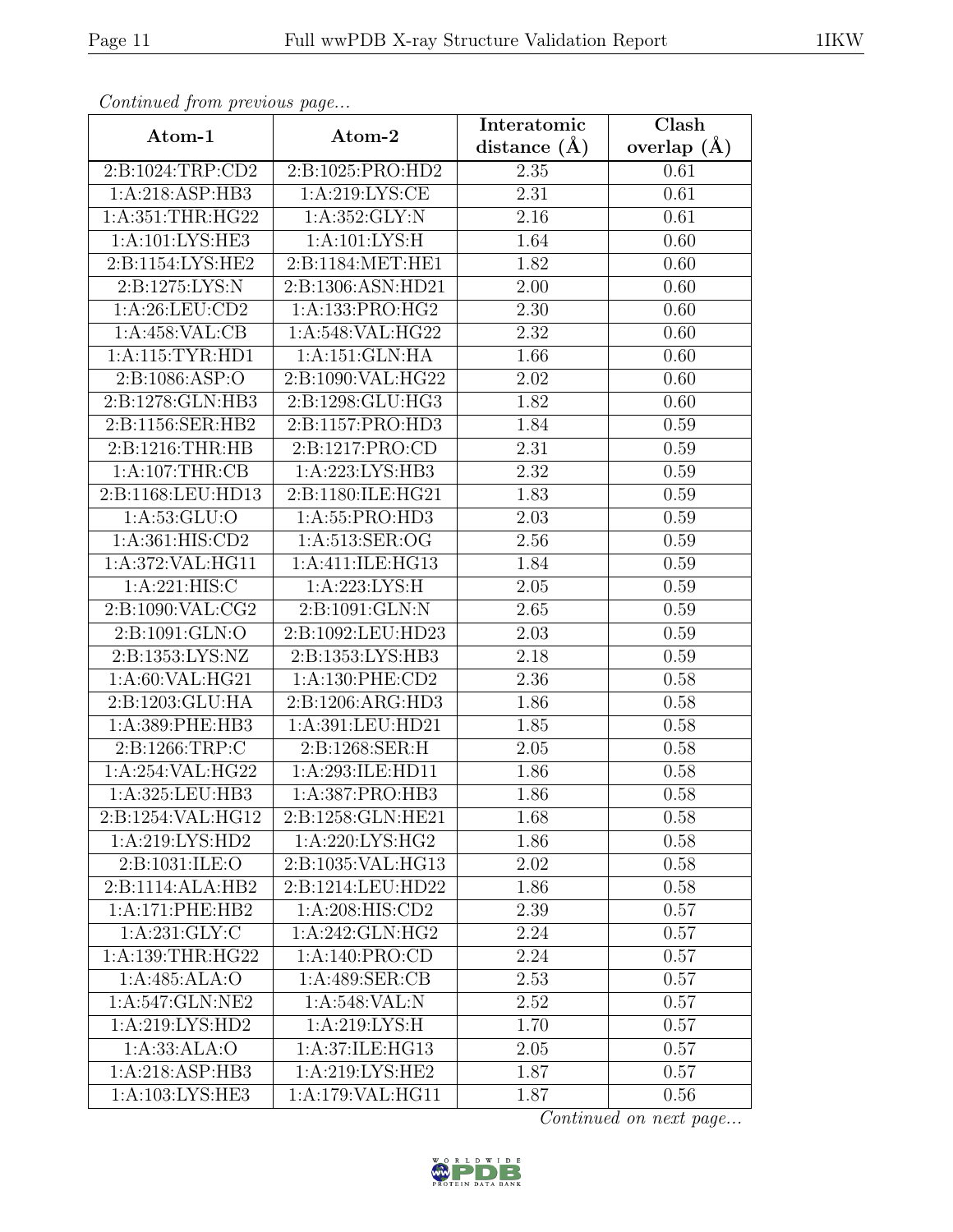*Continued from previous page...*

| Atom-1 | Atom-2 | Interatomic distance (Å) | Clash overlap (Å) |
|---|---|---|---|
| 2:B:1024:TRP:CD2 | 2:B:1025:PRO:HD2 | 2.35 | 0.61 |
| 1:A:218:ASP:HB3 | 1:A:219:LYS:CE | 2.31 | 0.61 |
| 1:A:351:THR:HG22 | 1:A:352:GLY:N | 2.16 | 0.61 |
| 1:A:101:LYS:HE3 | 1:A:101:LYS:H | 1.64 | 0.60 |
| 2:B:1154:LYS:HE2 | 2:B:1184:MET:HE1 | 1.82 | 0.60 |
| 2:B:1275:LYS:N | 2:B:1306:ASN:HD21 | 2.00 | 0.60 |
| 1:A:26:LEU:CD2 | 1:A:133:PRO:HG2 | 2.30 | 0.60 |
| 1:A:458:VAL:CB | 1:A:548:VAL:HG22 | 2.32 | 0.60 |
| 1:A:115:TYR:HD1 | 1:A:151:GLN:HA | 1.66 | 0.60 |
| 2:B:1086:ASP:O | 2:B:1090:VAL:HG22 | 2.02 | 0.60 |
| 2:B:1278:GLN:HB3 | 2:B:1298:GLU:HG3 | 1.82 | 0.60 |
| 2:B:1156:SER:HB2 | 2:B:1157:PRO:HD3 | 1.84 | 0.59 |
| 2:B:1216:THR:HB | 2:B:1217:PRO:CD | 2.31 | 0.59 |
| 1:A:107:THR:CB | 1:A:223:LYS:HB3 | 2.32 | 0.59 |
| 2:B:1168:LEU:HD13 | 2:B:1180:ILE:HG21 | 1.83 | 0.59 |
| 1:A:53:GLU:O | 1:A:55:PRO:HD3 | 2.03 | 0.59 |
| 1:A:361:HIS:CD2 | 1:A:513:SER:OG | 2.56 | 0.59 |
| 1:A:372:VAL:HG11 | 1:A:411:ILE:HG13 | 1.84 | 0.59 |
| 1:A:221:HIS:C | 1:A:223:LYS:H | 2.05 | 0.59 |
| 2:B:1090:VAL:CG2 | 2:B:1091:GLN:N | 2.65 | 0.59 |
| 2:B:1091:GLN:O | 2:B:1092:LEU:HD23 | 2.03 | 0.59 |
| 2:B:1353:LYS:NZ | 2:B:1353:LYS:HB3 | 2.18 | 0.59 |
| 1:A:60:VAL:HG21 | 1:A:130:PHE:CD2 | 2.36 | 0.58 |
| 2:B:1203:GLU:HA | 2:B:1206:ARG:HD3 | 1.86 | 0.58 |
| 1:A:389:PHE:HB3 | 1:A:391:LEU:HD21 | 1.85 | 0.58 |
| 2:B:1266:TRP:C | 2:B:1268:SER:H | 2.05 | 0.58 |
| 1:A:254:VAL:HG22 | 1:A:293:ILE:HD11 | 1.86 | 0.58 |
| 1:A:325:LEU:HB3 | 1:A:387:PRO:HB3 | 1.86 | 0.58 |
| 2:B:1254:VAL:HG12 | 2:B:1258:GLN:HE21 | 1.68 | 0.58 |
| 1:A:219:LYS:HD2 | 1:A:220:LYS:HG2 | 1.86 | 0.58 |
| 2:B:1031:ILE:O | 2:B:1035:VAL:HG13 | 2.02 | 0.58 |
| 2:B:1114:ALA:HB2 | 2:B:1214:LEU:HD22 | 1.86 | 0.58 |
| 1:A:171:PHE:HB2 | 1:A:208:HIS:CD2 | 2.39 | 0.57 |
| 1:A:231:GLY:C | 1:A:242:GLN:HG2 | 2.24 | 0.57 |
| 1:A:139:THR:HG22 | 1:A:140:PRO:CD | 2.24 | 0.57 |
| 1:A:485:ALA:O | 1:A:489:SER:CB | 2.53 | 0.57 |
| 1:A:547:GLN:NE2 | 1:A:548:VAL:N | 2.52 | 0.57 |
| 1:A:219:LYS:HD2 | 1:A:219:LYS:H | 1.70 | 0.57 |
| 1:A:33:ALA:O | 1:A:37:ILE:HG13 | 2.05 | 0.57 |
| 1:A:218:ASP:HB3 | 1:A:219:LYS:HE2 | 1.87 | 0.57 |
| 1:A:103:LYS:HE3 | 1:A:179:VAL:HG11 | 1.87 | 0.56 |

*Continued on next page...*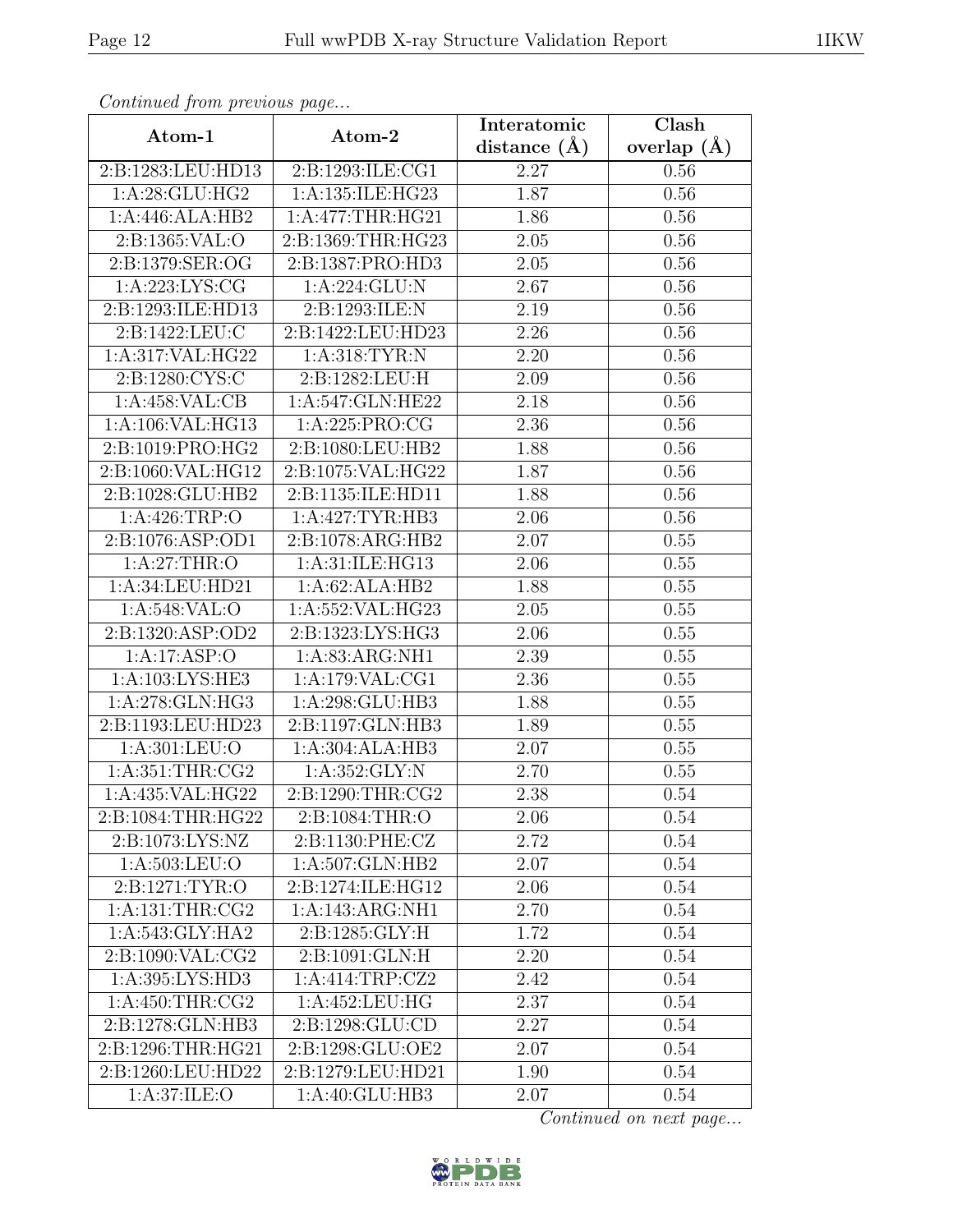*Continued from previous page...*

| Atom-1 | Atom-2 | Interatomic distance (Å) | Clash overlap (Å) |
| --- | --- | --- | --- |
| 2:B:1283:LEU:HD13 | 2:B:1293:ILE:CG1 | 2.27 | 0.56 |
| 1:A:28:GLU:HG2 | 1:A:135:ILE:HG23 | 1.87 | 0.56 |
| 1:A:446:ALA:HB2 | 1:A:477:THR:HG21 | 1.86 | 0.56 |
| 2:B:1365:VAL:O | 2:B:1369:THR:HG23 | 2.05 | 0.56 |
| 2:B:1379:SER:OG | 2:B:1387:PRO:HD3 | 2.05 | 0.56 |
| 1:A:223:LYS:CG | 1:A:224:GLU:N | 2.67 | 0.56 |
| 2:B:1293:ILE:HD13 | 2:B:1293:ILE:N | 2.19 | 0.56 |
| 2:B:1422:LEU:C | 2:B:1422:LEU:HD23 | 2.26 | 0.56 |
| 1:A:317:VAL:HG22 | 1:A:318:TYR:N | 2.20 | 0.56 |
| 2:B:1280:CYS:C | 2:B:1282:LEU:H | 2.09 | 0.56 |
| 1:A:458:VAL:CB | 1:A:547:GLN:HE22 | 2.18 | 0.56 |
| 1:A:106:VAL:HG13 | 1:A:225:PRO:CG | 2.36 | 0.56 |
| 2:B:1019:PRO:HG2 | 2:B:1080:LEU:HB2 | 1.88 | 0.56 |
| 2:B:1060:VAL:HG12 | 2:B:1075:VAL:HG22 | 1.87 | 0.56 |
| 2:B:1028:GLU:HB2 | 2:B:1135:ILE:HD11 | 1.88 | 0.56 |
| 1:A:426:TRP:O | 1:A:427:TYR:HB3 | 2.06 | 0.56 |
| 2:B:1076:ASP:OD1 | 2:B:1078:ARG:HB2 | 2.07 | 0.55 |
| 1:A:27:THR:O | 1:A:31:ILE:HG13 | 2.06 | 0.55 |
| 1:A:34:LEU:HD21 | 1:A:62:ALA:HB2 | 1.88 | 0.55 |
| 1:A:548:VAL:O | 1:A:552:VAL:HG23 | 2.05 | 0.55 |
| 2:B:1320:ASP:OD2 | 2:B:1323:LYS:HG3 | 2.06 | 0.55 |
| 1:A:17:ASP:O | 1:A:83:ARG:NH1 | 2.39 | 0.55 |
| 1:A:103:LYS:HE3 | 1:A:179:VAL:CG1 | 2.36 | 0.55 |
| 1:A:278:GLN:HG3 | 1:A:298:GLU:HB3 | 1.88 | 0.55 |
| 2:B:1193:LEU:HD23 | 2:B:1197:GLN:HB3 | 1.89 | 0.55 |
| 1:A:301:LEU:O | 1:A:304:ALA:HB3 | 2.07 | 0.55 |
| 1:A:351:THR:CG2 | 1:A:352:GLY:N | 2.70 | 0.55 |
| 1:A:435:VAL:HG22 | 2:B:1290:THR:CG2 | 2.38 | 0.54 |
| 2:B:1084:THR:HG22 | 2:B:1084:THR:O | 2.06 | 0.54 |
| 2:B:1073:LYS:NZ | 2:B:1130:PHE:CZ | 2.72 | 0.54 |
| 1:A:503:LEU:O | 1:A:507:GLN:HB2 | 2.07 | 0.54 |
| 2:B:1271:TYR:O | 2:B:1274:ILE:HG12 | 2.06 | 0.54 |
| 1:A:131:THR:CG2 | 1:A:143:ARG:NH1 | 2.70 | 0.54 |
| 1:A:543:GLY:HA2 | 2:B:1285:GLY:H | 1.72 | 0.54 |
| 2:B:1090:VAL:CG2 | 2:B:1091:GLN:H | 2.20 | 0.54 |
| 1:A:395:LYS:HD3 | 1:A:414:TRP:CZ2 | 2.42 | 0.54 |
| 1:A:450:THR:CG2 | 1:A:452:LEU:HG | 2.37 | 0.54 |
| 2:B:1278:GLN:HB3 | 2:B:1298:GLU:CD | 2.27 | 0.54 |
| 2:B:1296:THR:HG21 | 2:B:1298:GLU:OE2 | 2.07 | 0.54 |
| 2:B:1260:LEU:HD22 | 2:B:1279:LEU:HD21 | 1.90 | 0.54 |
| 1:A:37:ILE:O | 1:A:40:GLU:HB3 | 2.07 | 0.54 |

*Continued on next page...*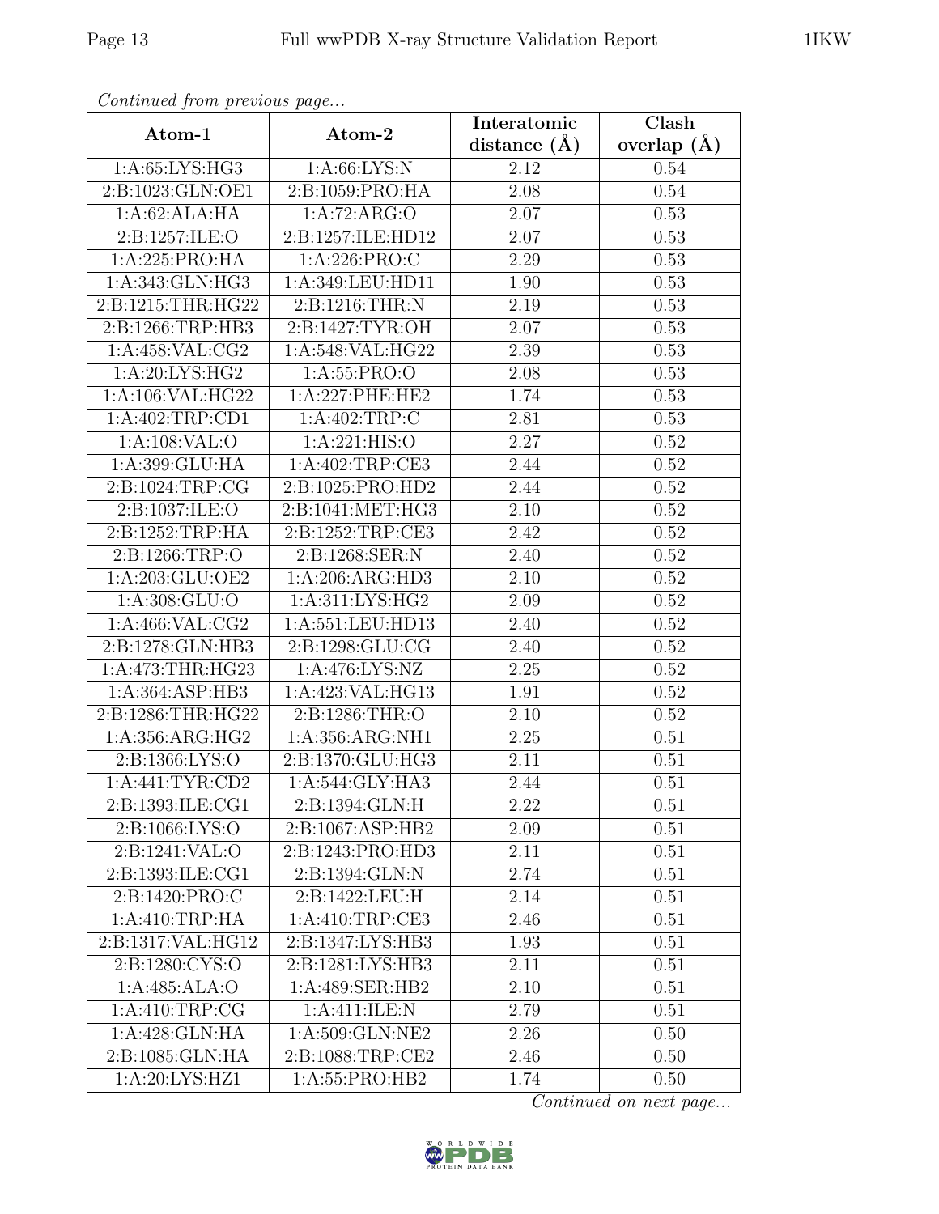*Continued from previous page...*

| Atom-1 | Atom-2 | Interatomic distance (Å) | Clash overlap (Å) |
|---|---|---|---|
| 1:A:65:LYS:HG3 | 1:A:66:LYS:N | 2.12 | 0.54 |
| 2:B:1023:GLN:OE1 | 2:B:1059:PRO:HA | 2.08 | 0.54 |
| 1:A:62:ALA:HA | 1:A:72:ARG:O | 2.07 | 0.53 |
| 2:B:1257:ILE:O | 2:B:1257:ILE:HD12 | 2.07 | 0.53 |
| 1:A:225:PRO:HA | 1:A:226:PRO:C | 2.29 | 0.53 |
| 1:A:343:GLN:HG3 | 1:A:349:LEU:HD11 | 1.90 | 0.53 |
| 2:B:1215:THR:HG22 | 2:B:1216:THR:N | 2.19 | 0.53 |
| 2:B:1266:TRP:HB3 | 2:B:1427:TYR:OH | 2.07 | 0.53 |
| 1:A:458:VAL:CG2 | 1:A:548:VAL:HG22 | 2.39 | 0.53 |
| 1:A:20:LYS:HG2 | 1:A:55:PRO:O | 2.08 | 0.53 |
| 1:A:106:VAL:HG22 | 1:A:227:PHE:HE2 | 1.74 | 0.53 |
| 1:A:402:TRP:CD1 | 1:A:402:TRP:C | 2.81 | 0.53 |
| 1:A:108:VAL:O | 1:A:221:HIS:O | 2.27 | 0.52 |
| 1:A:399:GLU:HA | 1:A:402:TRP:CE3 | 2.44 | 0.52 |
| 2:B:1024:TRP:CG | 2:B:1025:PRO:HD2 | 2.44 | 0.52 |
| 2:B:1037:ILE:O | 2:B:1041:MET:HG3 | 2.10 | 0.52 |
| 2:B:1252:TRP:HA | 2:B:1252:TRP:CE3 | 2.42 | 0.52 |
| 2:B:1266:TRP:O | 2:B:1268:SER:N | 2.40 | 0.52 |
| 1:A:203:GLU:OE2 | 1:A:206:ARG:HD3 | 2.10 | 0.52 |
| 1:A:308:GLU:O | 1:A:311:LYS:HG2 | 2.09 | 0.52 |
| 1:A:466:VAL:CG2 | 1:A:551:LEU:HD13 | 2.40 | 0.52 |
| 2:B:1278:GLN:HB3 | 2:B:1298:GLU:CG | 2.40 | 0.52 |
| 1:A:473:THR:HG23 | 1:A:476:LYS:NZ | 2.25 | 0.52 |
| 1:A:364:ASP:HB3 | 1:A:423:VAL:HG13 | 1.91 | 0.52 |
| 2:B:1286:THR:HG22 | 2:B:1286:THR:O | 2.10 | 0.52 |
| 1:A:356:ARG:HG2 | 1:A:356:ARG:NH1 | 2.25 | 0.51 |
| 2:B:1366:LYS:O | 2:B:1370:GLU:HG3 | 2.11 | 0.51 |
| 1:A:441:TYR:CD2 | 1:A:544:GLY:HA3 | 2.44 | 0.51 |
| 2:B:1393:ILE:CG1 | 2:B:1394:GLN:H | 2.22 | 0.51 |
| 2:B:1066:LYS:O | 2:B:1067:ASP:HB2 | 2.09 | 0.51 |
| 2:B:1241:VAL:O | 2:B:1243:PRO:HD3 | 2.11 | 0.51 |
| 2:B:1393:ILE:CG1 | 2:B:1394:GLN:N | 2.74 | 0.51 |
| 2:B:1420:PRO:C | 2:B:1422:LEU:H | 2.14 | 0.51 |
| 1:A:410:TRP:HA | 1:A:410:TRP:CE3 | 2.46 | 0.51 |
| 2:B:1317:VAL:HG12 | 2:B:1347:LYS:HB3 | 1.93 | 0.51 |
| 2:B:1280:CYS:O | 2:B:1281:LYS:HB3 | 2.11 | 0.51 |
| 1:A:485:ALA:O | 1:A:489:SER:HB2 | 2.10 | 0.51 |
| 1:A:410:TRP:CG | 1:A:411:ILE:N | 2.79 | 0.51 |
| 1:A:428:GLN:HA | 1:A:509:GLN:NE2 | 2.26 | 0.50 |
| 2:B:1085:GLN:HA | 2:B:1088:TRP:CE2 | 2.46 | 0.50 |
| 1:A:20:LYS:HZ1 | 1:A:55:PRO:HB2 | 1.74 | 0.50 |

*Continued on next page...*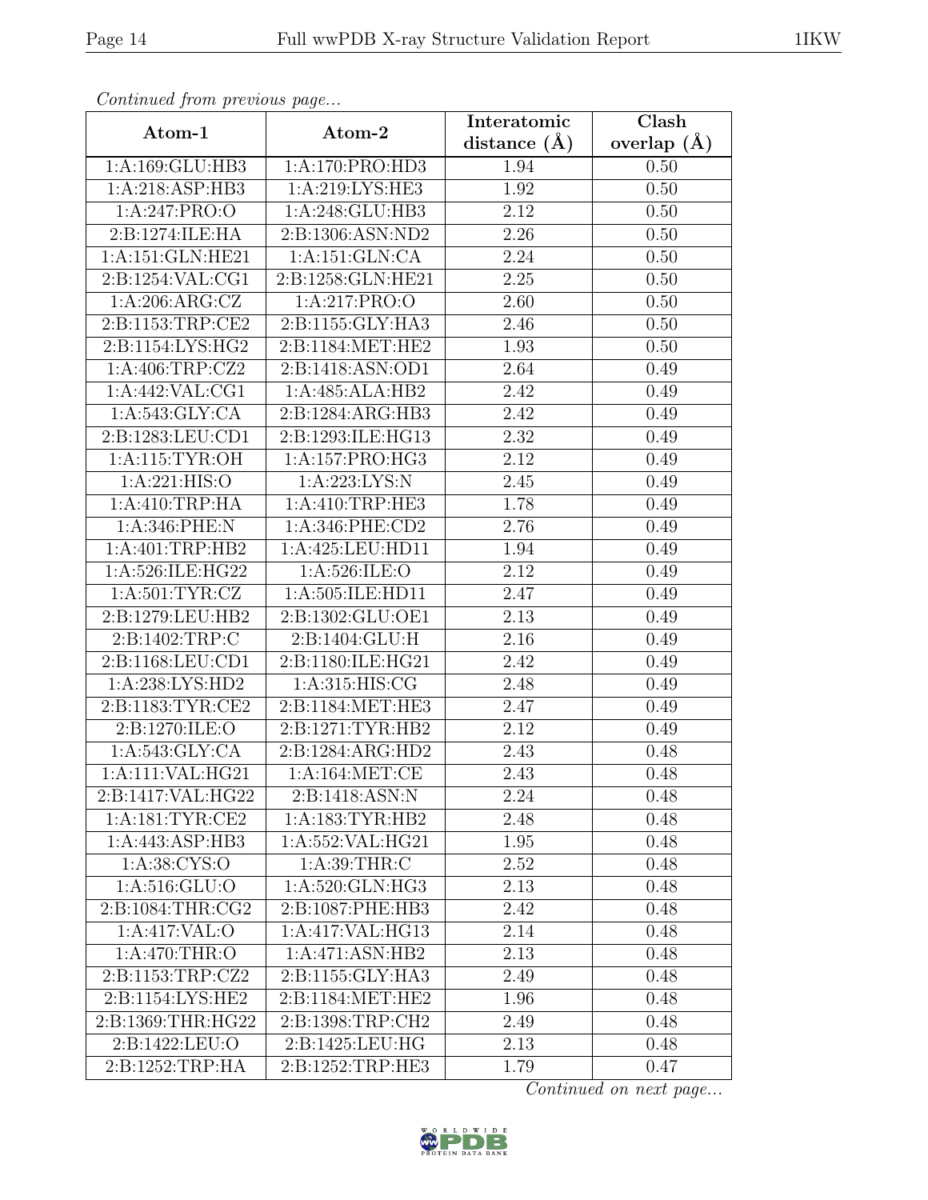*Continued from previous page...*

| Atom-1 | Atom-2 | Interatomic distance (Å) | Clash overlap (Å) |
|---|---|---|---|
| 1:A:169:GLU:HB3 | 1:A:170:PRO:HD3 | 1.94 | 0.50 |
| 1:A:218:ASP:HB3 | 1:A:219:LYS:HE3 | 1.92 | 0.50 |
| 1:A:247:PRO:O | 1:A:248:GLU:HB3 | 2.12 | 0.50 |
| 2:B:1274:ILE:HA | 2:B:1306:ASN:ND2 | 2.26 | 0.50 |
| 1:A:151:GLN:HE21 | 1:A:151:GLN:CA | 2.24 | 0.50 |
| 2:B:1254:VAL:CG1 | 2:B:1258:GLN:HE21 | 2.25 | 0.50 |
| 1:A:206:ARG:CZ | 1:A:217:PRO:O | 2.60 | 0.50 |
| 2:B:1153:TRP:CE2 | 2:B:1155:GLY:HA3 | 2.46 | 0.50 |
| 2:B:1154:LYS:HG2 | 2:B:1184:MET:HE2 | 1.93 | 0.50 |
| 1:A:406:TRP:CZ2 | 2:B:1418:ASN:OD1 | 2.64 | 0.49 |
| 1:A:442:VAL:CG1 | 1:A:485:ALA:HB2 | 2.42 | 0.49 |
| 1:A:543:GLY:CA | 2:B:1284:ARG:HB3 | 2.42 | 0.49 |
| 2:B:1283:LEU:CD1 | 2:B:1293:ILE:HG13 | 2.32 | 0.49 |
| 1:A:115:TYR:OH | 1:A:157:PRO:HG3 | 2.12 | 0.49 |
| 1:A:221:HIS:O | 1:A:223:LYS:N | 2.45 | 0.49 |
| 1:A:410:TRP:HA | 1:A:410:TRP:HE3 | 1.78 | 0.49 |
| 1:A:346:PHE:N | 1:A:346:PHE:CD2 | 2.76 | 0.49 |
| 1:A:401:TRP:HB2 | 1:A:425:LEU:HD11 | 1.94 | 0.49 |
| 1:A:526:ILE:HG22 | 1:A:526:ILE:O | 2.12 | 0.49 |
| 1:A:501:TYR:CZ | 1:A:505:ILE:HD11 | 2.47 | 0.49 |
| 2:B:1279:LEU:HB2 | 2:B:1302:GLU:OE1 | 2.13 | 0.49 |
| 2:B:1402:TRP:C | 2:B:1404:GLU:H | 2.16 | 0.49 |
| 2:B:1168:LEU:CD1 | 2:B:1180:ILE:HG21 | 2.42 | 0.49 |
| 1:A:238:LYS:HD2 | 1:A:315:HIS:CG | 2.48 | 0.49 |
| 2:B:1183:TYR:CE2 | 2:B:1184:MET:HE3 | 2.47 | 0.49 |
| 2:B:1270:ILE:O | 2:B:1271:TYR:HB2 | 2.12 | 0.49 |
| 1:A:543:GLY:CA | 2:B:1284:ARG:HD2 | 2.43 | 0.48 |
| 1:A:111:VAL:HG21 | 1:A:164:MET:CE | 2.43 | 0.48 |
| 2:B:1417:VAL:HG22 | 2:B:1418:ASN:N | 2.24 | 0.48 |
| 1:A:181:TYR:CE2 | 1:A:183:TYR:HB2 | 2.48 | 0.48 |
| 1:A:443:ASP:HB3 | 1:A:552:VAL:HG21 | 1.95 | 0.48 |
| 1:A:38:CYS:O | 1:A:39:THR:C | 2.52 | 0.48 |
| 1:A:516:GLU:O | 1:A:520:GLN:HG3 | 2.13 | 0.48 |
| 2:B:1084:THR:CG2 | 2:B:1087:PHE:HB3 | 2.42 | 0.48 |
| 1:A:417:VAL:O | 1:A:417:VAL:HG13 | 2.14 | 0.48 |
| 1:A:470:THR:O | 1:A:471:ASN:HB2 | 2.13 | 0.48 |
| 2:B:1153:TRP:CZ2 | 2:B:1155:GLY:HA3 | 2.49 | 0.48 |
| 2:B:1154:LYS:HE2 | 2:B:1184:MET:HE2 | 1.96 | 0.48 |
| 2:B:1369:THR:HG22 | 2:B:1398:TRP:CH2 | 2.49 | 0.48 |
| 2:B:1422:LEU:O | 2:B:1425:LEU:HG | 2.13 | 0.48 |
| 2:B:1252:TRP:HA | 2:B:1252:TRP:HE3 | 1.79 | 0.47 |

*Continued on next page...*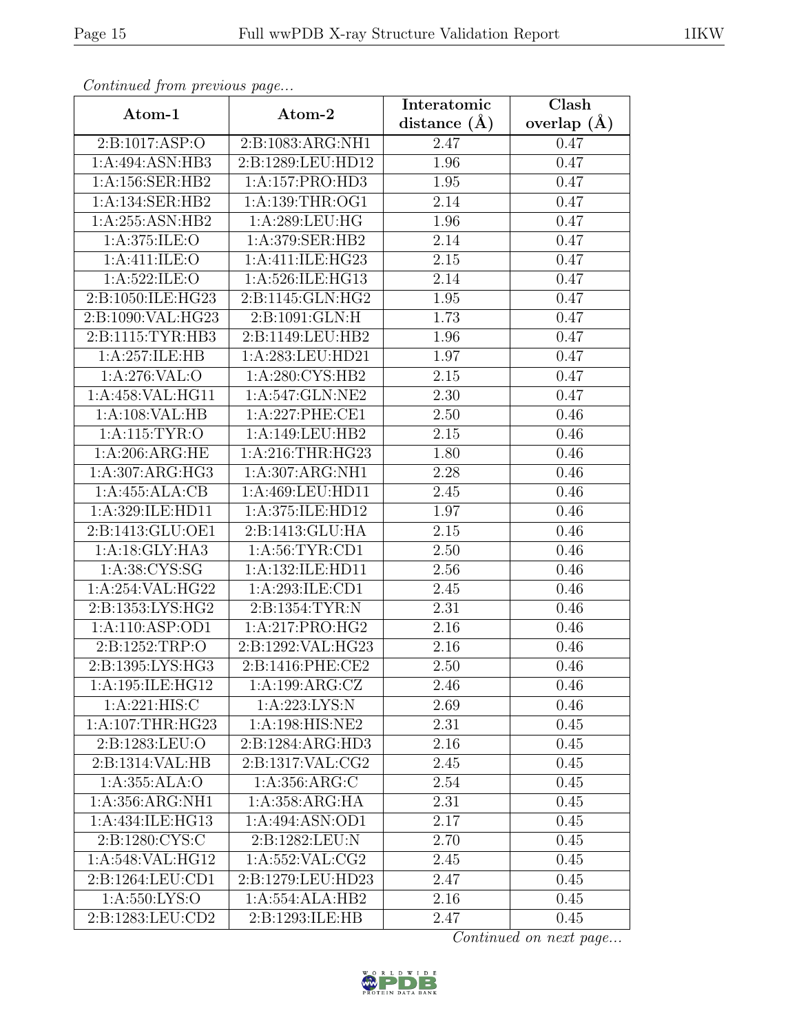*Continued from previous page...*

| Atom-1 | Atom-2 | Interatomic distance (Å) | Clash overlap (Å) |
|---|---|---|---|
| 2:B:1017:ASP:O | 2:B:1083:ARG:NH1 | 2.47 | 0.47 |
| 1:A:494:ASN:HB3 | 2:B:1289:LEU:HD12 | 1.96 | 0.47 |
| 1:A:156:SER:HB2 | 1:A:157:PRO:HD3 | 1.95 | 0.47 |
| 1:A:134:SER:HB2 | 1:A:139:THR:OG1 | 2.14 | 0.47 |
| 1:A:255:ASN:HB2 | 1:A:289:LEU:HG | 1.96 | 0.47 |
| 1:A:375:ILE:O | 1:A:379:SER:HB2 | 2.14 | 0.47 |
| 1:A:411:ILE:O | 1:A:411:ILE:HG23 | 2.15 | 0.47 |
| 1:A:522:ILE:O | 1:A:526:ILE:HG13 | 2.14 | 0.47 |
| 2:B:1050:ILE:HG23 | 2:B:1145:GLN:HG2 | 1.95 | 0.47 |
| 2:B:1090:VAL:HG23 | 2:B:1091:GLN:H | 1.73 | 0.47 |
| 2:B:1115:TYR:HB3 | 2:B:1149:LEU:HB2 | 1.96 | 0.47 |
| 1:A:257:ILE:HB | 1:A:283:LEU:HD21 | 1.97 | 0.47 |
| 1:A:276:VAL:O | 1:A:280:CYS:HB2 | 2.15 | 0.47 |
| 1:A:458:VAL:HG11 | 1:A:547:GLN:NE2 | 2.30 | 0.47 |
| 1:A:108:VAL:HB | 1:A:227:PHE:CE1 | 2.50 | 0.46 |
| 1:A:115:TYR:O | 1:A:149:LEU:HB2 | 2.15 | 0.46 |
| 1:A:206:ARG:HE | 1:A:216:THR:HG23 | 1.80 | 0.46 |
| 1:A:307:ARG:HG3 | 1:A:307:ARG:NH1 | 2.28 | 0.46 |
| 1:A:455:ALA:CB | 1:A:469:LEU:HD11 | 2.45 | 0.46 |
| 1:A:329:ILE:HD11 | 1:A:375:ILE:HD12 | 1.97 | 0.46 |
| 2:B:1413:GLU:OE1 | 2:B:1413:GLU:HA | 2.15 | 0.46 |
| 1:A:18:GLY:HA3 | 1:A:56:TYR:CD1 | 2.50 | 0.46 |
| 1:A:38:CYS:SG | 1:A:132:ILE:HD11 | 2.56 | 0.46 |
| 1:A:254:VAL:HG22 | 1:A:293:ILE:CD1 | 2.45 | 0.46 |
| 2:B:1353:LYS:HG2 | 2:B:1354:TYR:N | 2.31 | 0.46 |
| 1:A:110:ASP:OD1 | 1:A:217:PRO:HG2 | 2.16 | 0.46 |
| 2:B:1252:TRP:O | 2:B:1292:VAL:HG23 | 2.16 | 0.46 |
| 2:B:1395:LYS:HG3 | 2:B:1416:PHE:CE2 | 2.50 | 0.46 |
| 1:A:195:ILE:HG12 | 1:A:199:ARG:CZ | 2.46 | 0.46 |
| 1:A:221:HIS:C | 1:A:223:LYS:N | 2.69 | 0.46 |
| 1:A:107:THR:HG23 | 1:A:198:HIS:NE2 | 2.31 | 0.45 |
| 2:B:1283:LEU:O | 2:B:1284:ARG:HD3 | 2.16 | 0.45 |
| 2:B:1314:VAL:HB | 2:B:1317:VAL:CG2 | 2.45 | 0.45 |
| 1:A:355:ALA:O | 1:A:356:ARG:C | 2.54 | 0.45 |
| 1:A:356:ARG:NH1 | 1:A:358:ARG:HA | 2.31 | 0.45 |
| 1:A:434:ILE:HG13 | 1:A:494:ASN:OD1 | 2.17 | 0.45 |
| 2:B:1280:CYS:C | 2:B:1282:LEU:N | 2.70 | 0.45 |
| 1:A:548:VAL:HG12 | 1:A:552:VAL:CG2 | 2.45 | 0.45 |
| 2:B:1264:LEU:CD1 | 2:B:1279:LEU:HD23 | 2.47 | 0.45 |
| 1:A:550:LYS:O | 1:A:554:ALA:HB2 | 2.16 | 0.45 |
| 2:B:1283:LEU:CD2 | 2:B:1293:ILE:HB | 2.47 | 0.45 |

*Continued on next page...*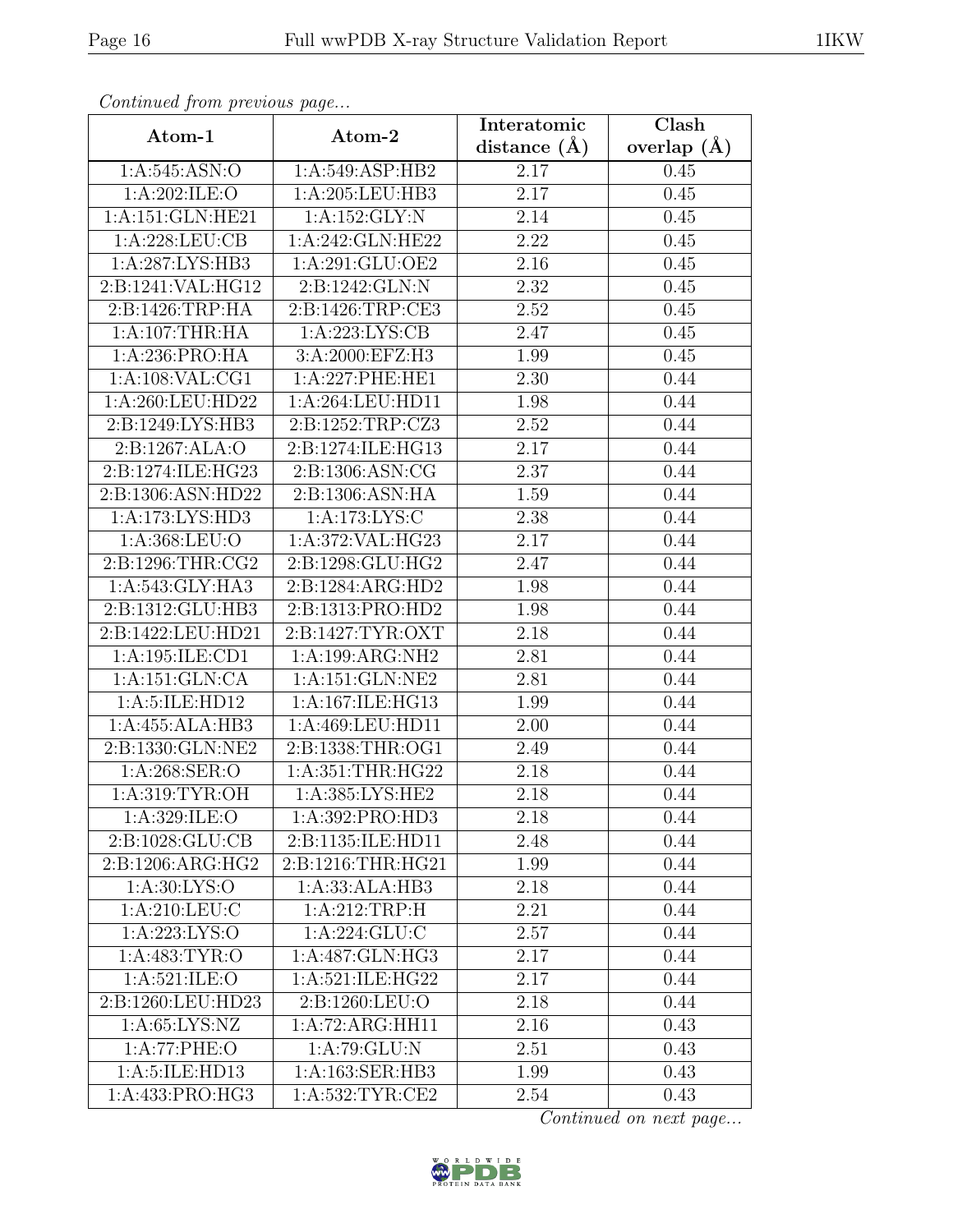*Continued from previous page...*

| Atom-1 | Atom-2 | Interatomic distance (Å) | Clash overlap (Å) |
|---|---|---|---|
| 1:A:545:ASN:O | 1:A:549:ASP:HB2 | 2.17 | 0.45 |
| 1:A:202:ILE:O | 1:A:205:LEU:HB3 | 2.17 | 0.45 |
| 1:A:151:GLN:HE21 | 1:A:152:GLY:N | 2.14 | 0.45 |
| 1:A:228:LEU:CB | 1:A:242:GLN:HE22 | 2.22 | 0.45 |
| 1:A:287:LYS:HB3 | 1:A:291:GLU:OE2 | 2.16 | 0.45 |
| 2:B:1241:VAL:HG12 | 2:B:1242:GLN:N | 2.32 | 0.45 |
| 2:B:1426:TRP:HA | 2:B:1426:TRP:CE3 | 2.52 | 0.45 |
| 1:A:107:THR:HA | 1:A:223:LYS:CB | 2.47 | 0.45 |
| 1:A:236:PRO:HA | 3:A:2000:EFZ:H3 | 1.99 | 0.45 |
| 1:A:108:VAL:CG1 | 1:A:227:PHE:HE1 | 2.30 | 0.44 |
| 1:A:260:LEU:HD22 | 1:A:264:LEU:HD11 | 1.98 | 0.44 |
| 2:B:1249:LYS:HB3 | 2:B:1252:TRP:CZ3 | 2.52 | 0.44 |
| 2:B:1267:ALA:O | 2:B:1274:ILE:HG13 | 2.17 | 0.44 |
| 2:B:1274:ILE:HG23 | 2:B:1306:ASN:CG | 2.37 | 0.44 |
| 2:B:1306:ASN:HD22 | 2:B:1306:ASN:HA | 1.59 | 0.44 |
| 1:A:173:LYS:HD3 | 1:A:173:LYS:C | 2.38 | 0.44 |
| 1:A:368:LEU:O | 1:A:372:VAL:HG23 | 2.17 | 0.44 |
| 2:B:1296:THR:CG2 | 2:B:1298:GLU:HG2 | 2.47 | 0.44 |
| 1:A:543:GLY:HA3 | 2:B:1284:ARG:HD2 | 1.98 | 0.44 |
| 2:B:1312:GLU:HB3 | 2:B:1313:PRO:HD2 | 1.98 | 0.44 |
| 2:B:1422:LEU:HD21 | 2:B:1427:TYR:OXT | 2.18 | 0.44 |
| 1:A:195:ILE:CD1 | 1:A:199:ARG:NH2 | 2.81 | 0.44 |
| 1:A:151:GLN:CA | 1:A:151:GLN:NE2 | 2.81 | 0.44 |
| 1:A:5:ILE:HD12 | 1:A:167:ILE:HG13 | 1.99 | 0.44 |
| 1:A:455:ALA:HB3 | 1:A:469:LEU:HD11 | 2.00 | 0.44 |
| 2:B:1330:GLN:NE2 | 2:B:1338:THR:OG1 | 2.49 | 0.44 |
| 1:A:268:SER:O | 1:A:351:THR:HG22 | 2.18 | 0.44 |
| 1:A:319:TYR:OH | 1:A:385:LYS:HE2 | 2.18 | 0.44 |
| 1:A:329:ILE:O | 1:A:392:PRO:HD3 | 2.18 | 0.44 |
| 2:B:1028:GLU:CB | 2:B:1135:ILE:HD11 | 2.48 | 0.44 |
| 2:B:1206:ARG:HG2 | 2:B:1216:THR:HG21 | 1.99 | 0.44 |
| 1:A:30:LYS:O | 1:A:33:ALA:HB3 | 2.18 | 0.44 |
| 1:A:210:LEU:C | 1:A:212:TRP:H | 2.21 | 0.44 |
| 1:A:223:LYS:O | 1:A:224:GLU:C | 2.57 | 0.44 |
| 1:A:483:TYR:O | 1:A:487:GLN:HG3 | 2.17 | 0.44 |
| 1:A:521:ILE:O | 1:A:521:ILE:HG22 | 2.17 | 0.44 |
| 2:B:1260:LEU:HD23 | 2:B:1260:LEU:O | 2.18 | 0.44 |
| 1:A:65:LYS:NZ | 1:A:72:ARG:HH11 | 2.16 | 0.43 |
| 1:A:77:PHE:O | 1:A:79:GLU:N | 2.51 | 0.43 |
| 1:A:5:ILE:HD13 | 1:A:163:SER:HB3 | 1.99 | 0.43 |
| 1:A:433:PRO:HG3 | 1:A:532:TYR:CE2 | 2.54 | 0.43 |

*Continued on next page...*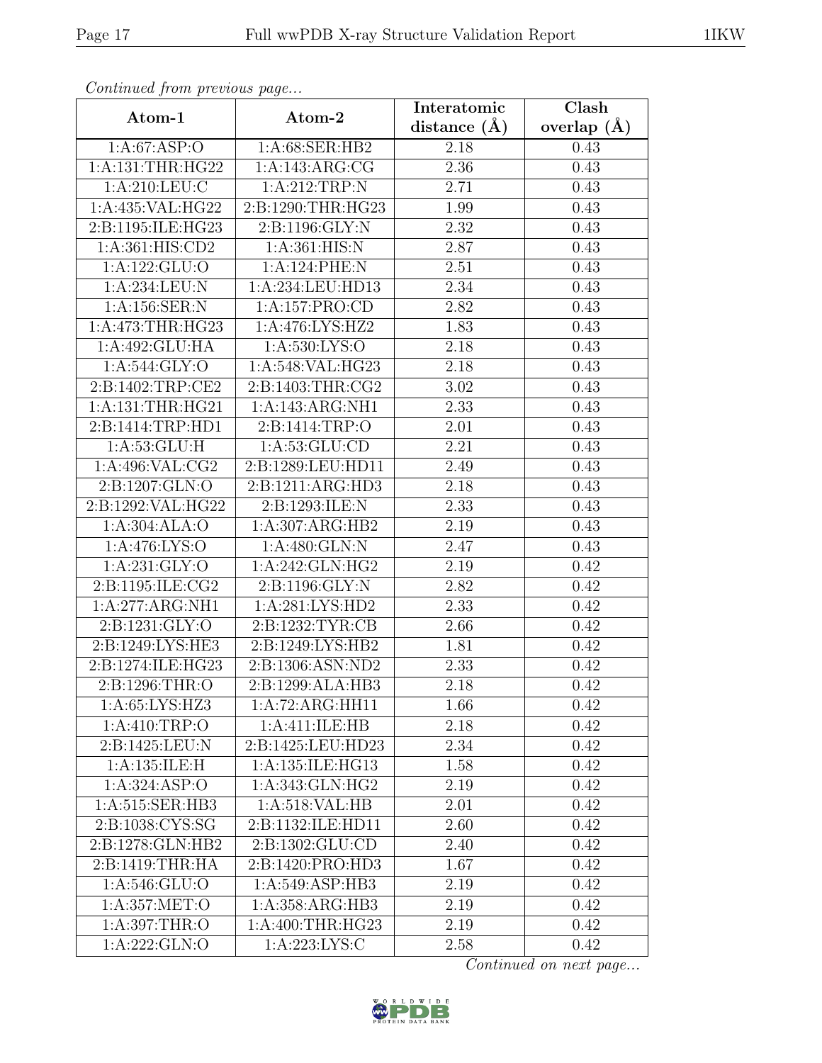*Continued from previous page...*

| Atom-1 | Atom-2 | Interatomic distance (Å) | Clash overlap (Å) |
|---|---|---|---|
| 1:A:67:ASP:O | 1:A:68:SER:HB2 | 2.18 | 0.43 |
| 1:A:131:THR:HG22 | 1:A:143:ARG:CG | 2.36 | 0.43 |
| 1:A:210:LEU:C | 1:A:212:TRP:N | 2.71 | 0.43 |
| 1:A:435:VAL:HG22 | 2:B:1290:THR:HG23 | 1.99 | 0.43 |
| 2:B:1195:ILE:HG23 | 2:B:1196:GLY:N | 2.32 | 0.43 |
| 1:A:361:HIS:CD2 | 1:A:361:HIS:N | 2.87 | 0.43 |
| 1:A:122:GLU:O | 1:A:124:PHE:N | 2.51 | 0.43 |
| 1:A:234:LEU:N | 1:A:234:LEU:HD13 | 2.34 | 0.43 |
| 1:A:156:SER:N | 1:A:157:PRO:CD | 2.82 | 0.43 |
| 1:A:473:THR:HG23 | 1:A:476:LYS:HZ2 | 1.83 | 0.43 |
| 1:A:492:GLU:HA | 1:A:530:LYS:O | 2.18 | 0.43 |
| 1:A:544:GLY:O | 1:A:548:VAL:HG23 | 2.18 | 0.43 |
| 2:B:1402:TRP:CE2 | 2:B:1403:THR:CG2 | 3.02 | 0.43 |
| 1:A:131:THR:HG21 | 1:A:143:ARG:NH1 | 2.33 | 0.43 |
| 2:B:1414:TRP:HD1 | 2:B:1414:TRP:O | 2.01 | 0.43 |
| 1:A:53:GLU:H | 1:A:53:GLU:CD | 2.21 | 0.43 |
| 1:A:496:VAL:CG2 | 2:B:1289:LEU:HD11 | 2.49 | 0.43 |
| 2:B:1207:GLN:O | 2:B:1211:ARG:HD3 | 2.18 | 0.43 |
| 2:B:1292:VAL:HG22 | 2:B:1293:ILE:N | 2.33 | 0.43 |
| 1:A:304:ALA:O | 1:A:307:ARG:HB2 | 2.19 | 0.43 |
| 1:A:476:LYS:O | 1:A:480:GLN:N | 2.47 | 0.43 |
| 1:A:231:GLY:O | 1:A:242:GLN:HG2 | 2.19 | 0.42 |
| 2:B:1195:ILE:CG2 | 2:B:1196:GLY:N | 2.82 | 0.42 |
| 1:A:277:ARG:NH1 | 1:A:281:LYS:HD2 | 2.33 | 0.42 |
| 2:B:1231:GLY:O | 2:B:1232:TYR:CB | 2.66 | 0.42 |
| 2:B:1249:LYS:HE3 | 2:B:1249:LYS:HB2 | 1.81 | 0.42 |
| 2:B:1274:ILE:HG23 | 2:B:1306:ASN:ND2 | 2.33 | 0.42 |
| 2:B:1296:THR:O | 2:B:1299:ALA:HB3 | 2.18 | 0.42 |
| 1:A:65:LYS:HZ3 | 1:A:72:ARG:HH11 | 1.66 | 0.42 |
| 1:A:410:TRP:O | 1:A:411:ILE:HB | 2.18 | 0.42 |
| 2:B:1425:LEU:N | 2:B:1425:LEU:HD23 | 2.34 | 0.42 |
| 1:A:135:ILE:H | 1:A:135:ILE:HG13 | 1.58 | 0.42 |
| 1:A:324:ASP:O | 1:A:343:GLN:HG2 | 2.19 | 0.42 |
| 1:A:515:SER:HB3 | 1:A:518:VAL:HB | 2.01 | 0.42 |
| 2:B:1038:CYS:SG | 2:B:1132:ILE:HD11 | 2.60 | 0.42 |
| 2:B:1278:GLN:HB2 | 2:B:1302:GLU:CD | 2.40 | 0.42 |
| 2:B:1419:THR:HA | 2:B:1420:PRO:HD3 | 1.67 | 0.42 |
| 1:A:546:GLU:O | 1:A:549:ASP:HB3 | 2.19 | 0.42 |
| 1:A:357:MET:O | 1:A:358:ARG:HB3 | 2.19 | 0.42 |
| 1:A:397:THR:O | 1:A:400:THR:HG23 | 2.19 | 0.42 |
| 1:A:222:GLN:O | 1:A:223:LYS:C | 2.58 | 0.42 |

*Continued on next page...*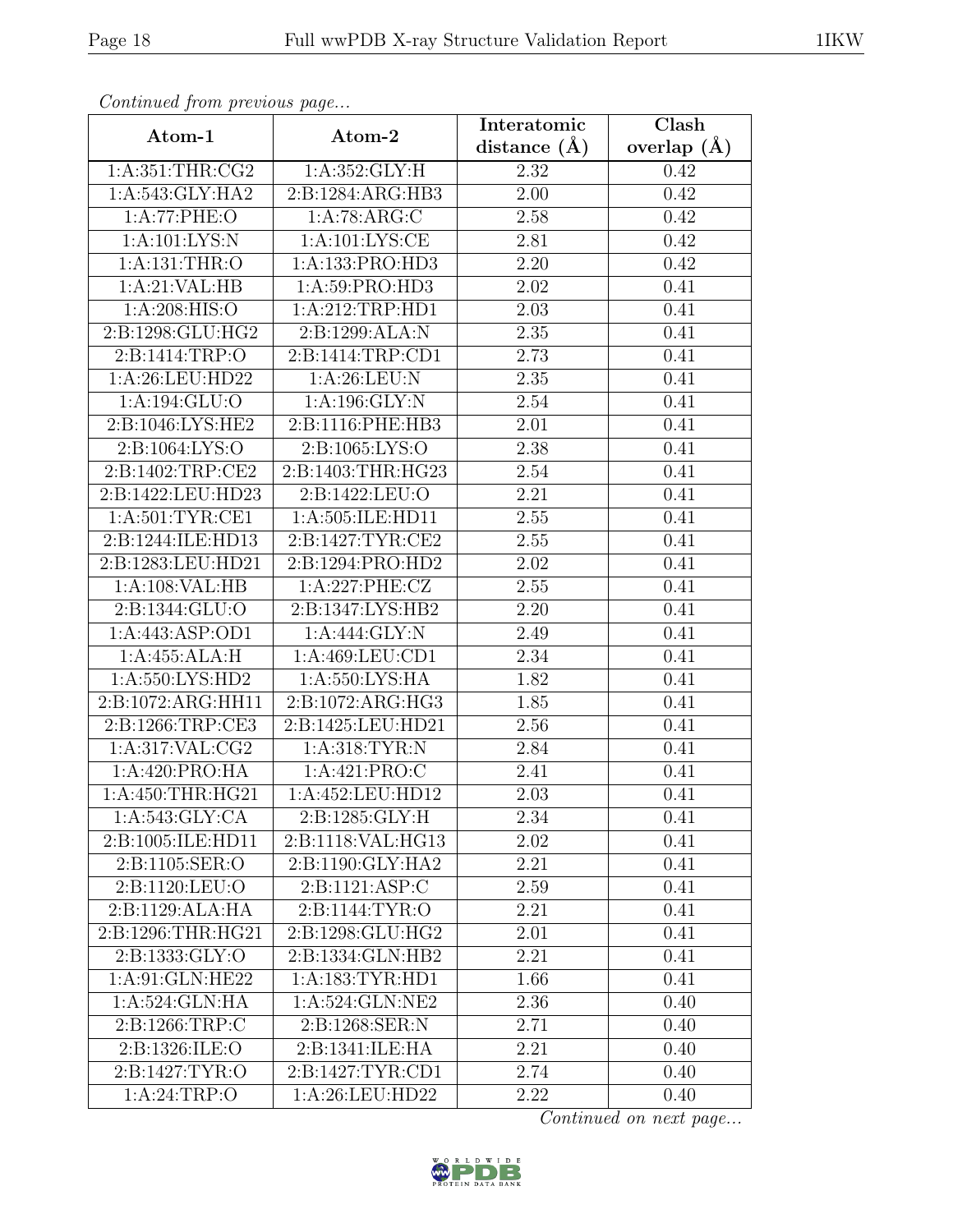*Continued from previous page...*

| Atom-1 | Atom-2 | Interatomic distance (Å) | Clash overlap (Å) |
|---|---|---|---|
| 1:A:351:THR:CG2 | 1:A:352:GLY:H | 2.32 | 0.42 |
| 1:A:543:GLY:HA2 | 2:B:1284:ARG:HB3 | 2.00 | 0.42 |
| 1:A:77:PHE:O | 1:A:78:ARG:C | 2.58 | 0.42 |
| 1:A:101:LYS:N | 1:A:101:LYS:CE | 2.81 | 0.42 |
| 1:A:131:THR:O | 1:A:133:PRO:HD3 | 2.20 | 0.42 |
| 1:A:21:VAL:HB | 1:A:59:PRO:HD3 | 2.02 | 0.41 |
| 1:A:208:HIS:O | 1:A:212:TRP:HD1 | 2.03 | 0.41 |
| 2:B:1298:GLU:HG2 | 2:B:1299:ALA:N | 2.35 | 0.41 |
| 2:B:1414:TRP:O | 2:B:1414:TRP:CD1 | 2.73 | 0.41 |
| 1:A:26:LEU:HD22 | 1:A:26:LEU:N | 2.35 | 0.41 |
| 1:A:194:GLU:O | 1:A:196:GLY:N | 2.54 | 0.41 |
| 2:B:1046:LYS:HE2 | 2:B:1116:PHE:HB3 | 2.01 | 0.41 |
| 2:B:1064:LYS:O | 2:B:1065:LYS:O | 2.38 | 0.41 |
| 2:B:1402:TRP:CE2 | 2:B:1403:THR:HG23 | 2.54 | 0.41 |
| 2:B:1422:LEU:HD23 | 2:B:1422:LEU:O | 2.21 | 0.41 |
| 1:A:501:TYR:CE1 | 1:A:505:ILE:HD11 | 2.55 | 0.41 |
| 2:B:1244:ILE:HD13 | 2:B:1427:TYR:CE2 | 2.55 | 0.41 |
| 2:B:1283:LEU:HD21 | 2:B:1294:PRO:HD2 | 2.02 | 0.41 |
| 1:A:108:VAL:HB | 1:A:227:PHE:CZ | 2.55 | 0.41 |
| 2:B:1344:GLU:O | 2:B:1347:LYS:HB2 | 2.20 | 0.41 |
| 1:A:443:ASP:OD1 | 1:A:444:GLY:N | 2.49 | 0.41 |
| 1:A:455:ALA:H | 1:A:469:LEU:CD1 | 2.34 | 0.41 |
| 1:A:550:LYS:HD2 | 1:A:550:LYS:HA | 1.82 | 0.41 |
| 2:B:1072:ARG:HH11 | 2:B:1072:ARG:HG3 | 1.85 | 0.41 |
| 2:B:1266:TRP:CE3 | 2:B:1425:LEU:HD21 | 2.56 | 0.41 |
| 1:A:317:VAL:CG2 | 1:A:318:TYR:N | 2.84 | 0.41 |
| 1:A:420:PRO:HA | 1:A:421:PRO:C | 2.41 | 0.41 |
| 1:A:450:THR:HG21 | 1:A:452:LEU:HD12 | 2.03 | 0.41 |
| 1:A:543:GLY:CA | 2:B:1285:GLY:H | 2.34 | 0.41 |
| 2:B:1005:ILE:HD11 | 2:B:1118:VAL:HG13 | 2.02 | 0.41 |
| 2:B:1105:SER:O | 2:B:1190:GLY:HA2 | 2.21 | 0.41 |
| 2:B:1120:LEU:O | 2:B:1121:ASP:C | 2.59 | 0.41 |
| 2:B:1129:ALA:HA | 2:B:1144:TYR:O | 2.21 | 0.41 |
| 2:B:1296:THR:HG21 | 2:B:1298:GLU:HG2 | 2.01 | 0.41 |
| 2:B:1333:GLY:O | 2:B:1334:GLN:HB2 | 2.21 | 0.41 |
| 1:A:91:GLN:HE22 | 1:A:183:TYR:HD1 | 1.66 | 0.41 |
| 1:A:524:GLN:HA | 1:A:524:GLN:NE2 | 2.36 | 0.40 |
| 2:B:1266:TRP:C | 2:B:1268:SER:N | 2.71 | 0.40 |
| 2:B:1326:ILE:O | 2:B:1341:ILE:HA | 2.21 | 0.40 |
| 2:B:1427:TYR:O | 2:B:1427:TYR:CD1 | 2.74 | 0.40 |
| 1:A:24:TRP:O | 1:A:26:LEU:HD22 | 2.22 | 0.40 |

*Continued on next page...*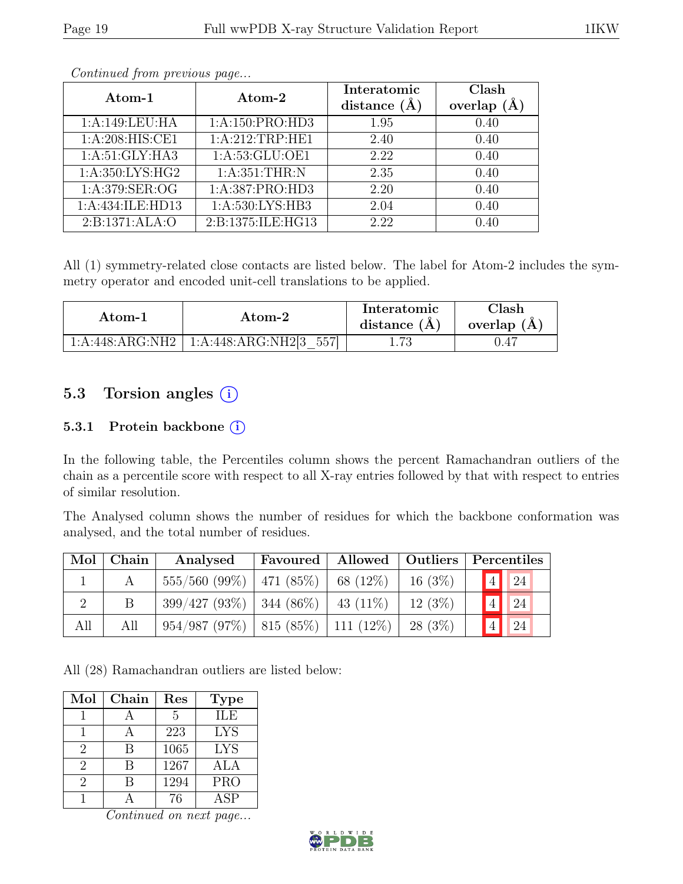*Continued from previous page...*

| Atom-1 | Atom-2 | Interatomic distance (Å) | Clash overlap (Å) |
|---|---|---|---|
| 1:A:149:LEU:HA | 1:A:150:PRO:HD3 | 1.95 | 0.40 |
| 1:A:208:HIS:CE1 | 1:A:212:TRP:HE1 | 2.40 | 0.40 |
| 1:A:51:GLY:HA3 | 1:A:53:GLU:OE1 | 2.22 | 0.40 |
| 1:A:350:LYS:HG2 | 1:A:351:THR:N | 2.35 | 0.40 |
| 1:A:379:SER:OG | 1:A:387:PRO:HD3 | 2.20 | 0.40 |
| 1:A:434:ILE:HD13 | 1:A:530:LYS:HB3 | 2.04 | 0.40 |
| 2:B:1371:ALA:O | 2:B:1375:ILE:HG13 | 2.22 | 0.40 |

All (1) symmetry-related close contacts are listed below. The label for Atom-2 includes the symmetry operator and encoded unit-cell translations to be applied.

| Atom-1 | Atom-2 | Interatomic distance (Å) | Clash overlap (Å) |
|---|---|---|---|
| 1:A:448:ARG:NH2 | 1:A:448:ARG:NH2[3_557] | 1.73 | 0.47 |

## 5.3 Torsion angles (i)

### 5.3.1 Protein backbone (i)

In the following table, the Percentiles column shows the percent Ramachandran outliers of the chain as a percentile score with respect to all X-ray entries followed by that with respect to entries of similar resolution.

The Analysed column shows the number of residues for which the backbone conformation was analysed, and the total number of residues.

| Mol | Chain | Analysed | Favoured | Allowed | Outliers | Percentiles | |
|---|---|---|---|---|---|---|---|
| 1 | A | 555/560 (99%) | 471 (85%) | 68 (12%) | 16 (3%) | 4 | 24 |
| 2 | B | 399/427 (93%) | 344 (86%) | 43 (11%) | 12 (3%) | 4 | 24 |
| All | All | 954/987 (97%) | 815 (85%) | 111 (12%) | 28 (3%) | 4 | 24 |

All (28) Ramachandran outliers are listed below:

| Mol | Chain | Res | Type |
|---|---|---|---|
| 1 | A | 5 | ILE |
| 1 | A | 223 | LYS |
| 2 | B | 1065 | LYS |
| 2 | B | 1267 | ALA |
| 2 | B | 1294 | PRO |
| 1 | A | 76 | ASP |

*Continued on next page...*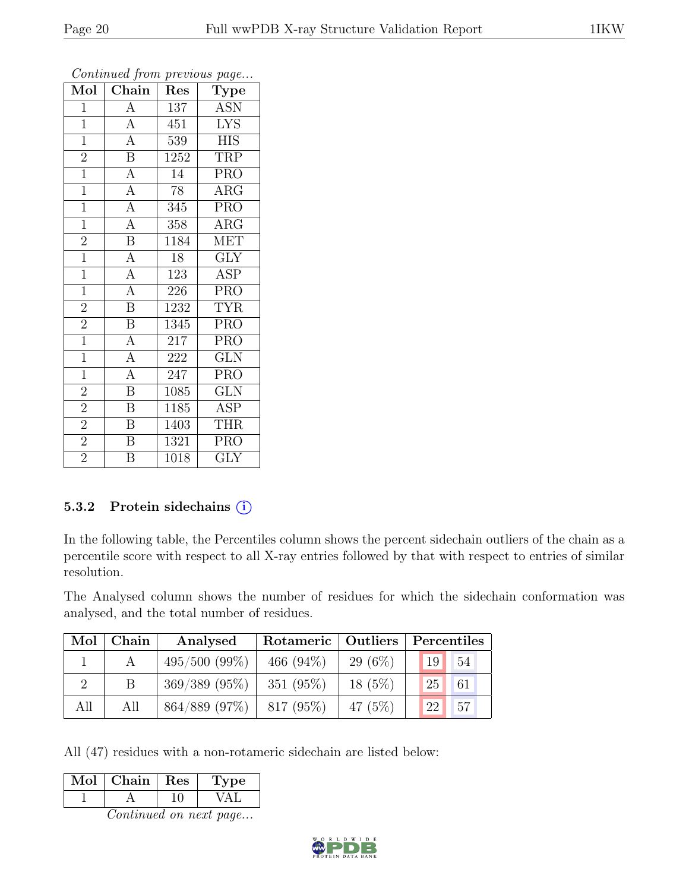*Continued from previous page...*

| Mol | Chain | Res | Type |
|---|---|---|---|
| 1 | A | 137 | ASN |
| 1 | A | 451 | LYS |
| 1 | A | 539 | HIS |
| 2 | B | 1252 | TRP |
| 1 | A | 14 | PRO |
| 1 | A | 78 | ARG |
| 1 | A | 345 | PRO |
| 1 | A | 358 | ARG |
| 2 | B | 1184 | MET |
| 1 | A | 18 | GLY |
| 1 | A | 123 | ASP |
| 1 | A | 226 | PRO |
| 2 | B | 1232 | TYR |
| 2 | B | 1345 | PRO |
| 1 | A | 217 | PRO |
| 1 | A | 222 | GLN |
| 1 | A | 247 | PRO |
| 2 | B | 1085 | GLN |
| 2 | B | 1185 | ASP |
| 2 | B | 1403 | THR |
| 2 | B | 1321 | PRO |
| 2 | B | 1018 | GLY |

### 5.3.2 Protein sidechains (i)

In the following table, the Percentiles column shows the percent sidechain outliers of the chain as a percentile score with respect to all X-ray entries followed by that with respect to entries of similar resolution.

The Analysed column shows the number of residues for which the sidechain conformation was analysed, and the total number of residues.

| Mol | Chain | Analysed | Rotameric | Outliers | Percentiles | |
|---|---|---|---|---|---|---|
| 1 | A | 495/500 (99%) | 466 (94%) | 29 (6%) | 19 | 54 |
| 2 | B | 369/389 (95%) | 351 (95%) | 18 (5%) | 25 | 61 |
| All | All | 864/889 (97%) | 817 (95%) | 47 (5%) | 22 | 57 |

All (47) residues with a non-rotameric sidechain are listed below:

| Mol | Chain | Res | Type |
|---|---|---|---|
| 1 | A | 10 | VAL |

*Continued on next page...*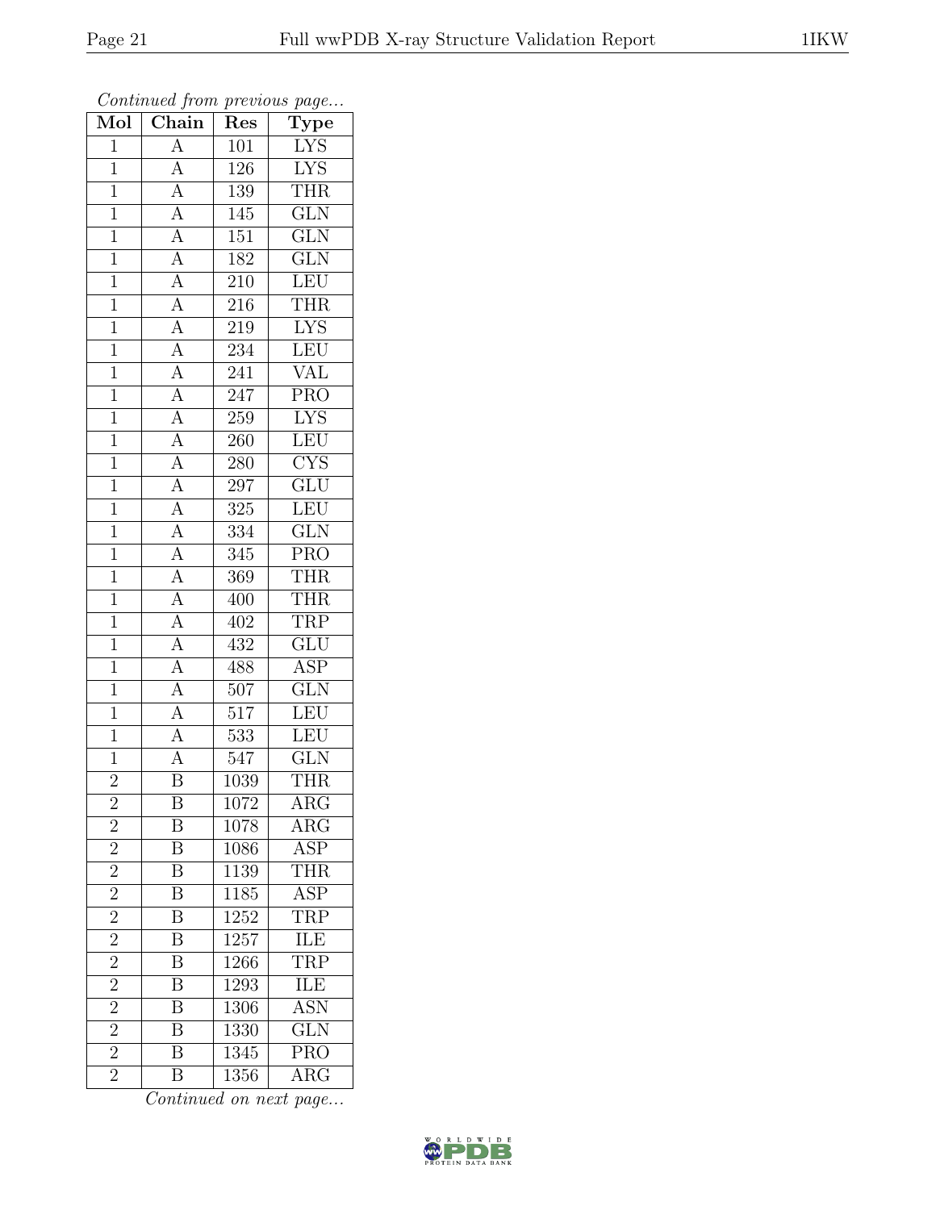*Continued from previous page...*

| Mol | Chain | Res | Type |
|---|---|---|---|
| 1 | A | 101 | LYS |
| 1 | A | 126 | LYS |
| 1 | A | 139 | THR |
| 1 | A | 145 | GLN |
| 1 | A | 151 | GLN |
| 1 | A | 182 | GLN |
| 1 | A | 210 | LEU |
| 1 | A | 216 | THR |
| 1 | A | 219 | LYS |
| 1 | A | 234 | LEU |
| 1 | A | 241 | VAL |
| 1 | A | 247 | PRO |
| 1 | A | 259 | LYS |
| 1 | A | 260 | LEU |
| 1 | A | 280 | CYS |
| 1 | A | 297 | GLU |
| 1 | A | 325 | LEU |
| 1 | A | 334 | GLN |
| 1 | A | 345 | PRO |
| 1 | A | 369 | THR |
| 1 | A | 400 | THR |
| 1 | A | 402 | TRP |
| 1 | A | 432 | GLU |
| 1 | A | 488 | ASP |
| 1 | A | 507 | GLN |
| 1 | A | 517 | LEU |
| 1 | A | 533 | LEU |
| 1 | A | 547 | GLN |
| 2 | B | 1039 | THR |
| 2 | B | 1072 | ARG |
| 2 | B | 1078 | ARG |
| 2 | B | 1086 | ASP |
| 2 | B | 1139 | THR |
| 2 | B | 1185 | ASP |
| 2 | B | 1252 | TRP |
| 2 | B | 1257 | ILE |
| 2 | B | 1266 | TRP |
| 2 | B | 1293 | ILE |
| 2 | B | 1306 | ASN |
| 2 | B | 1330 | GLN |
| 2 | B | 1345 | PRO |
| 2 | B | 1356 | ARG |

*Continued on next page...*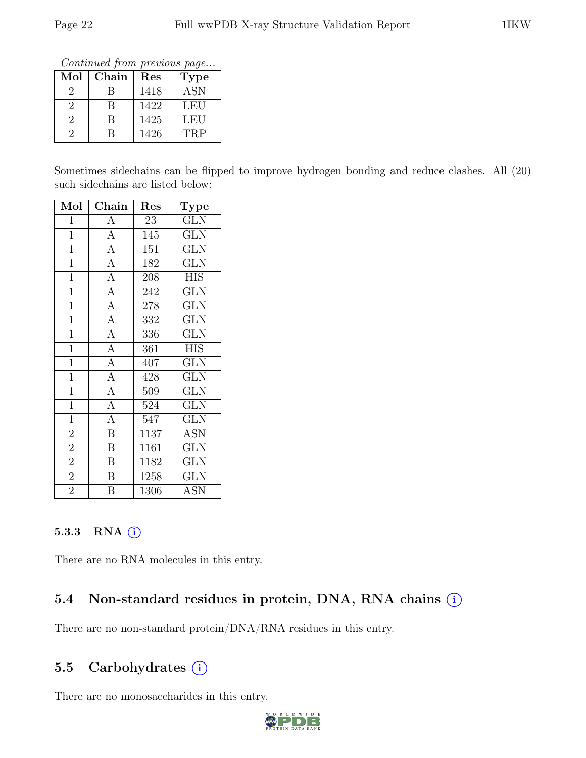*Continued from previous page...*

| Mol | Chain | Res | Type |
|---|---|---|---|
| 2 | B | 1418 | ASN |
| 2 | B | 1422 | LEU |
| 2 | B | 1425 | LEU |
| 2 | B | 1426 | TRP |

Sometimes sidechains can be flipped to improve hydrogen bonding and reduce clashes. All (20) such sidechains are listed below:

| Mol | Chain | Res | Type |
|---|---|---|---|
| 1 | A | 23 | GLN |
| 1 | A | 145 | GLN |
| 1 | A | 151 | GLN |
| 1 | A | 182 | GLN |
| 1 | A | 208 | HIS |
| 1 | A | 242 | GLN |
| 1 | A | 278 | GLN |
| 1 | A | 332 | GLN |
| 1 | A | 336 | GLN |
| 1 | A | 361 | HIS |
| 1 | A | 407 | GLN |
| 1 | A | 428 | GLN |
| 1 | A | 509 | GLN |
| 1 | A | 524 | GLN |
| 1 | A | 547 | GLN |
| 2 | B | 1137 | ASN |
| 2 | B | 1161 | GLN |
| 2 | B | 1182 | GLN |
| 2 | B | 1258 | GLN |
| 2 | B | 1306 | ASN |

### 5.3.3 RNA (i)

There are no RNA molecules in this entry.

## 5.4 Non-standard residues in protein, DNA, RNA chains (i)

There are no non-standard protein/DNA/RNA residues in this entry.

## 5.5 Carbohydrates (i)

There are no monosaccharides in this entry.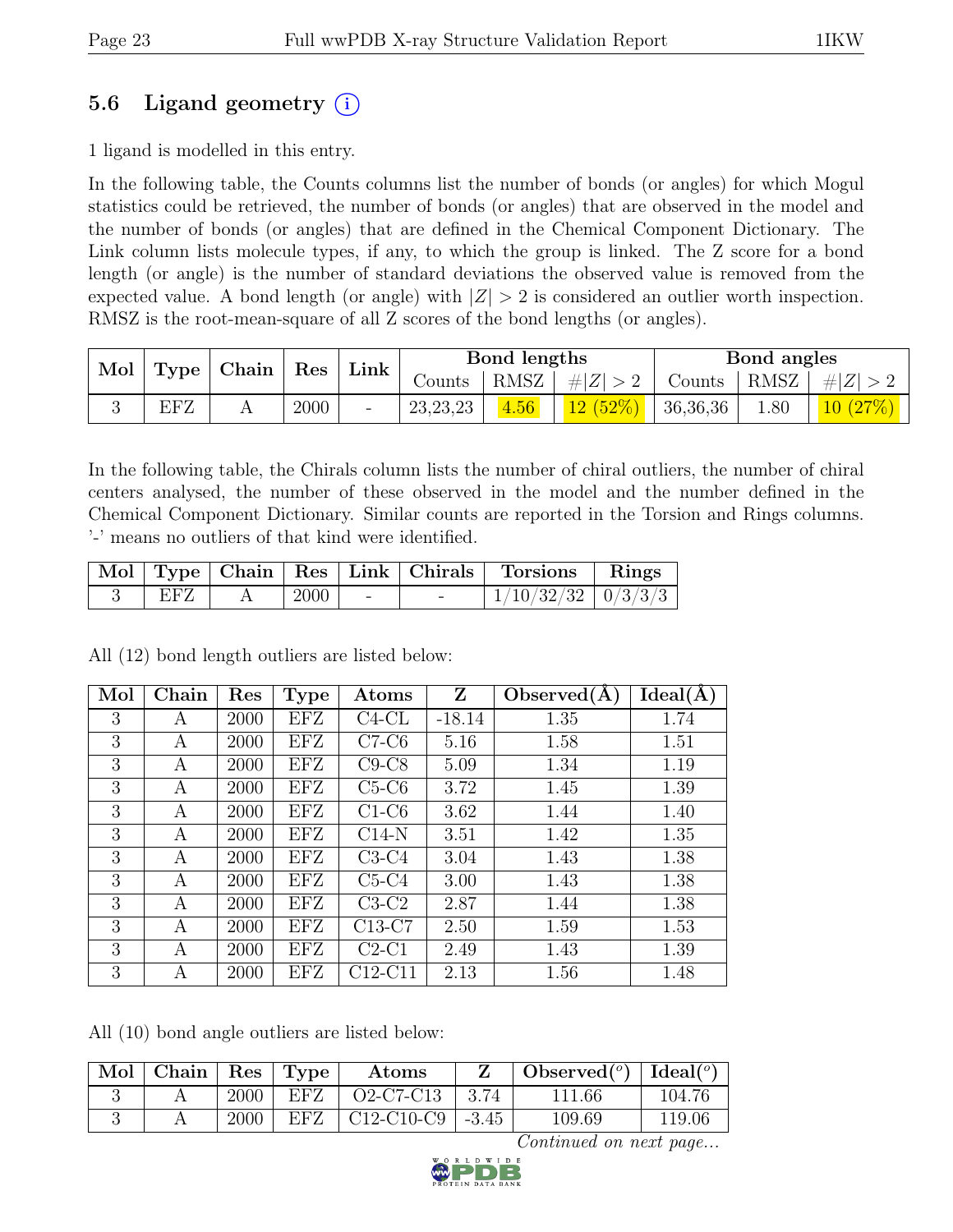## 5.6 Ligand geometry (i)

1 ligand is modelled in this entry.

In the following table, the Counts columns list the number of bonds (or angles) for which Mogul statistics could be retrieved, the number of bonds (or angles) that are observed in the model and the number of bonds (or angles) that are defined in the Chemical Component Dictionary. The Link column lists molecule types, if any, to which the group is linked. The Z score for a bond length (or angle) is the number of standard deviations the observed value is removed from the expected value. A bond length (or angle) with $|Z| > 2$ is considered an outlier worth inspection. RMSZ is the root-mean-square of all Z scores of the bond lengths (or angles).

| Mol | Type | Chain | Res | Link | Bond lengths | | | Bond angles | | |
|---|---|---|---|---|---|---|---|---|---|---|
| | | | | | Counts | RMSZ | $\#\|Z\| > 2$ | Counts | RMSZ | $\#\|Z\| > 2$ |
| 3 | EFZ | A | 2000 | - | 23,23,23 | 4.56 | 12 (52%) | 36,36,36 | 1.80 | 10 (27%) |

In the following table, the Chirals column lists the number of chiral outliers, the number of chiral centers analysed, the number of these observed in the model and the number defined in the Chemical Component Dictionary. Similar counts are reported in the Torsion and Rings columns. '-' means no outliers of that kind were identified.

| Mol | Type | Chain | Res | Link | Chirals | Torsions | Rings |
|---|---|---|---|---|---|---|---|
| 3 | EFZ | A | 2000 | - | - | 1/10/32/32 | 0/3/3/3 |

All (12) bond length outliers are listed below:

| Mol | Chain | Res | Type | Atoms | Z | Observed(Å) | Ideal(Å) |
|---|---|---|---|---|---|---|---|
| 3 | A | 2000 | EFZ | C4-CL | -18.14 | 1.35 | 1.74 |
| 3 | A | 2000 | EFZ | C7-C6 | 5.16 | 1.58 | 1.51 |
| 3 | A | 2000 | EFZ | C9-C8 | 5.09 | 1.34 | 1.19 |
| 3 | A | 2000 | EFZ | C5-C6 | 3.72 | 1.45 | 1.39 |
| 3 | A | 2000 | EFZ | C1-C6 | 3.62 | 1.44 | 1.40 |
| 3 | A | 2000 | EFZ | C14-N | 3.51 | 1.42 | 1.35 |
| 3 | A | 2000 | EFZ | C3-C4 | 3.04 | 1.43 | 1.38 |
| 3 | A | 2000 | EFZ | C5-C4 | 3.00 | 1.43 | 1.38 |
| 3 | A | 2000 | EFZ | C3-C2 | 2.87 | 1.44 | 1.38 |
| 3 | A | 2000 | EFZ | C13-C7 | 2.50 | 1.59 | 1.53 |
| 3 | A | 2000 | EFZ | C2-C1 | 2.49 | 1.43 | 1.39 |
| 3 | A | 2000 | EFZ | C12-C11 | 2.13 | 1.56 | 1.48 |

All (10) bond angle outliers are listed below:

| Mol | Chain | Res | Type | Atoms | Z | Observed(°) | Ideal(°) |
|---|---|---|---|---|---|---|---|
| 3 | A | 2000 | EFZ | O2-C7-C13 | 3.74 | 111.66 | 104.76 |
| 3 | A | 2000 | EFZ | C12-C10-C9 | -3.45 | 109.69 | 119.06 |

*Continued on next page...*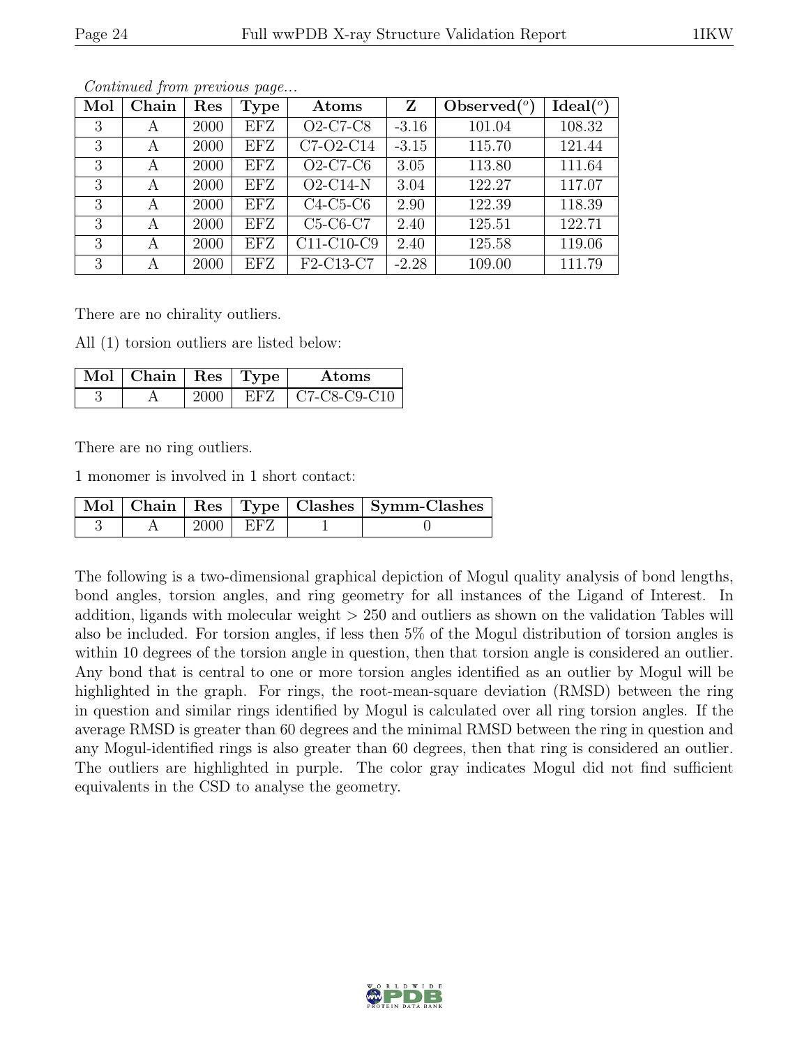*Continued from previous page...*

| Mol | Chain | Res | Type | Atoms | Z | Observed(°) | Ideal(°) |
|---|---|---|---|---|---|---|---|
| 3 | A | 2000 | EFZ | O2-C7-C8 | -3.16 | 101.04 | 108.32 |
| 3 | A | 2000 | EFZ | C7-O2-C14 | -3.15 | 115.70 | 121.44 |
| 3 | A | 2000 | EFZ | O2-C7-C6 | 3.05 | 113.80 | 111.64 |
| 3 | A | 2000 | EFZ | O2-C14-N | 3.04 | 122.27 | 117.07 |
| 3 | A | 2000 | EFZ | C4-C5-C6 | 2.90 | 122.39 | 118.39 |
| 3 | A | 2000 | EFZ | C5-C6-C7 | 2.40 | 125.51 | 122.71 |
| 3 | A | 2000 | EFZ | C11-C10-C9 | 2.40 | 125.58 | 119.06 |
| 3 | A | 2000 | EFZ | F2-C13-C7 | -2.28 | 109.00 | 111.79 |

There are no chirality outliers.

All (1) torsion outliers are listed below:

| Mol | Chain | Res | Type | Atoms |
|---|---|---|---|---|
| 3 | A | 2000 | EFZ | C7-C8-C9-C10 |

There are no ring outliers.

1 monomer is involved in 1 short contact:

| Mol | Chain | Res | Type | Clashes | Symm-Clashes |
|---|---|---|---|---|---|
| 3 | A | 2000 | EFZ | 1 | 0 |

The following is a two-dimensional graphical depiction of Mogul quality analysis of bond lengths, bond angles, torsion angles, and ring geometry for all instances of the Ligand of Interest. In addition, ligands with molecular weight > 250 and outliers as shown on the validation Tables will also be included. For torsion angles, if less then 5% of the Mogul distribution of torsion angles is within 10 degrees of the torsion angle in question, then that torsion angle is considered an outlier. Any bond that is central to one or more torsion angles identified as an outlier by Mogul will be highlighted in the graph. For rings, the root-mean-square deviation (RMSD) between the ring in question and similar rings identified by Mogul is calculated over all ring torsion angles. If the average RMSD is greater than 60 degrees and the minimal RMSD between the ring in question and any Mogul-identified rings is also greater than 60 degrees, then that ring is considered an outlier. The outliers are highlighted in purple. The color gray indicates Mogul did not find sufficient equivalents in the CSD to analyse the geometry.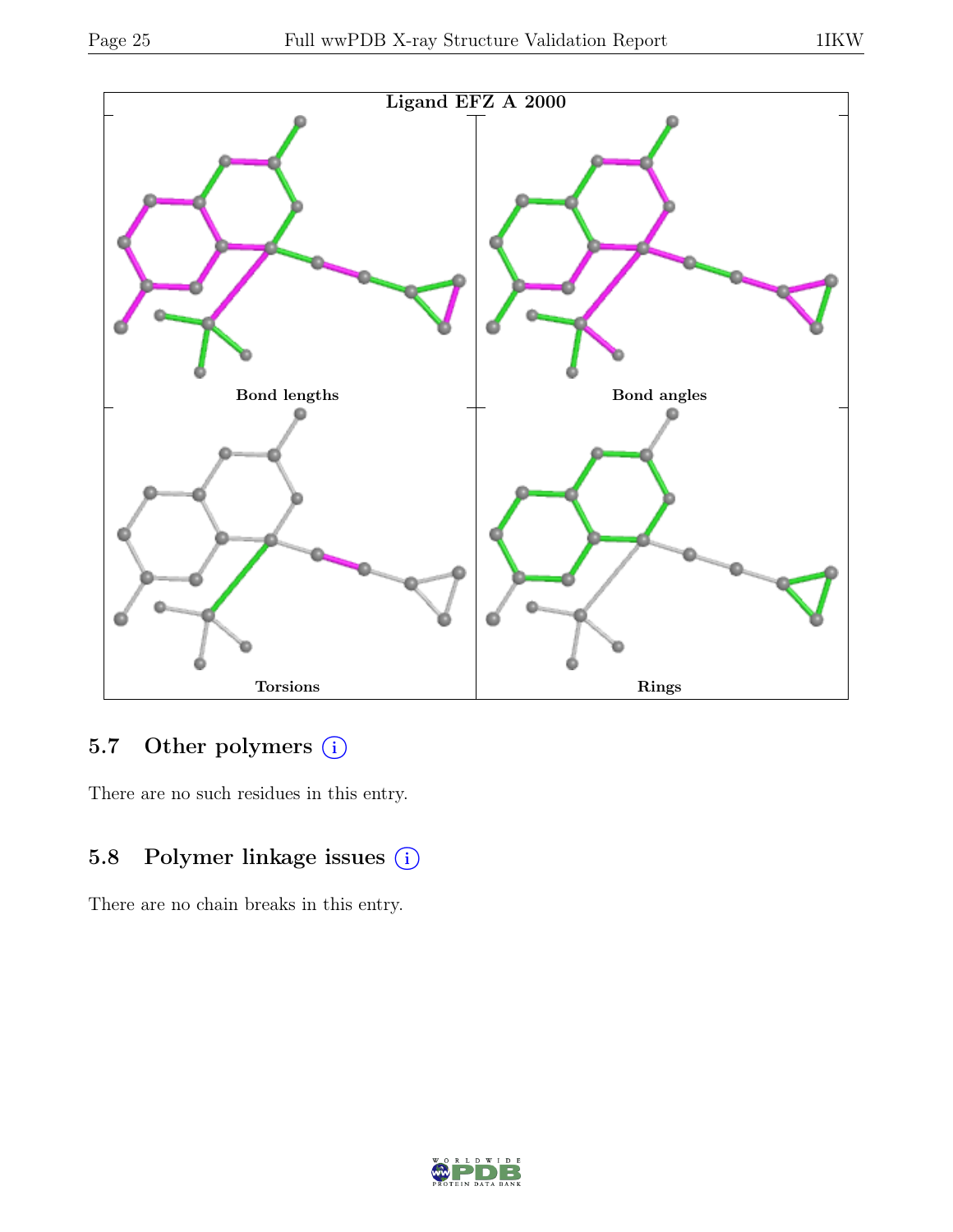Ligand EFZ A 2000

Bond lengths

Bond angles

Torsions

Rings

### 5.7 Other polymers (i)

There are no such residues in this entry.

### 5.8 Polymer linkage issues (i)

There are no chain breaks in this entry.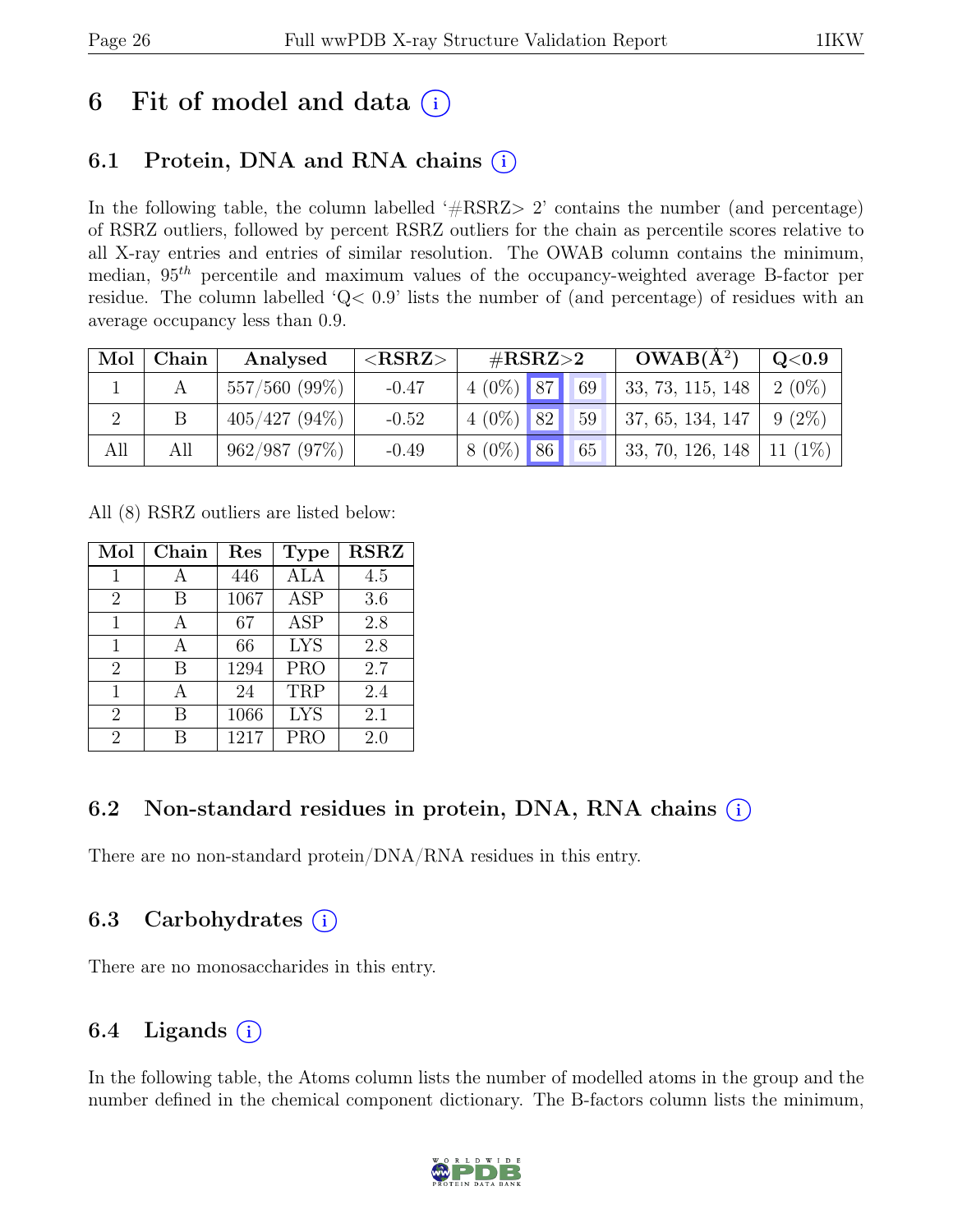# 6 Fit of model and data (i)

## 6.1 Protein, DNA and RNA chains (i)

In the following table, the column labelled '#RSRZ> 2' contains the number (and percentage) of RSRZ outliers, followed by percent RSRZ outliers for the chain as percentile scores relative to all X-ray entries and entries of similar resolution. The OWAB column contains the minimum, median, $95^{th}$ percentile and maximum values of the occupancy-weighted average B-factor per residue. The column labelled 'Q< 0.9' lists the number of (and percentage) of residues with an average occupancy less than 0.9.

| Mol | Chain | Analysed | <RSRZ> | #RSRZ>2 | | | OWAB(Å$^2$) | Q<0.9 |
|---|---|---|---|---|---|---|---|---|
| 1 | A | 557/560 (99%) | -0.47 | 4 (0%) | 87 | 69 | 33, 73, 115, 148 | 2 (0%) |
| 2 | B | 405/427 (94%) | -0.52 | 4 (0%) | 82 | 59 | 37, 65, 134, 147 | 9 (2%) |
| All | All | 962/987 (97%) | -0.49 | 8 (0%) | 86 | 65 | 33, 70, 126, 148 | 11 (1%) |

All (8) RSRZ outliers are listed below:

| Mol | Chain | Res | Type | RSRZ |
|---|---|---|---|---|
| 1 | A | 446 | ALA | 4.5 |
| 2 | B | 1067 | ASP | 3.6 |
| 1 | A | 67 | ASP | 2.8 |
| 1 | A | 66 | LYS | 2.8 |
| 2 | B | 1294 | PRO | 2.7 |
| 1 | A | 24 | TRP | 2.4 |
| 2 | B | 1066 | LYS | 2.1 |
| 2 | B | 1217 | PRO | 2.0 |

## 6.2 Non-standard residues in protein, DNA, RNA chains (i)

There are no non-standard protein/DNA/RNA residues in this entry.

## 6.3 Carbohydrates (i)

There are no monosaccharides in this entry.

## 6.4 Ligands (i)

In the following table, the Atoms column lists the number of modelled atoms in the group and the number defined in the chemical component dictionary. The B-factors column lists the minimum,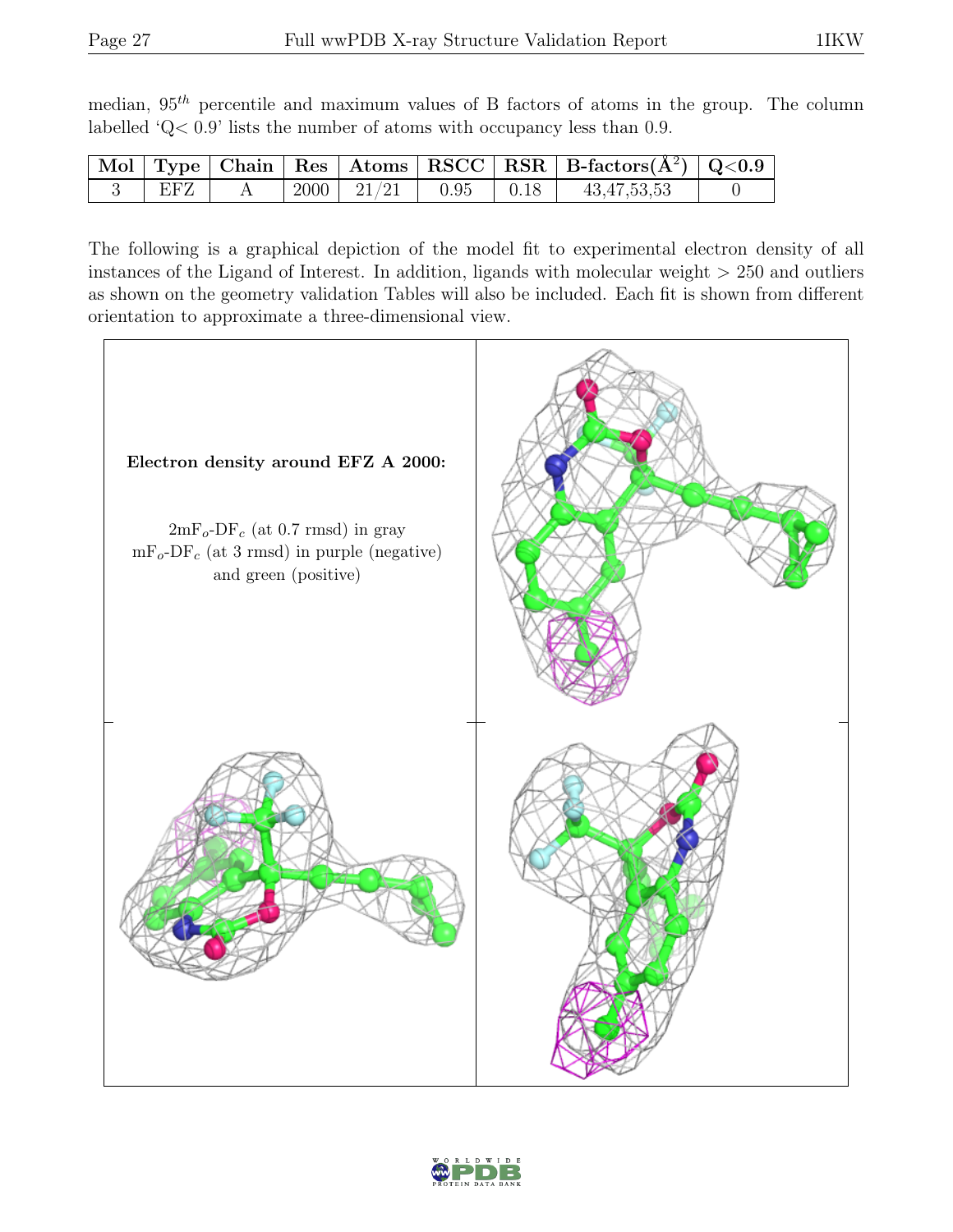median, $95^{th}$ percentile and maximum values of B factors of atoms in the group. The column labelled 'Q< 0.9' lists the number of atoms with occupancy less than 0.9.

| Mol | Type | Chain | Res | Atoms | RSCC | RSR | B-factors($Å^2$) | Q<0.9 |
|---|---|---|---|---|---|---|---|---|
| 3 | EFZ | A | 2000 | 21/21 | 0.95 | 0.18 | 43,47,53,53 | 0 |

The following is a graphical depiction of the model fit to experimental electron density of all instances of the Ligand of Interest. In addition, ligands with molecular weight > 250 and outliers as shown on the geometry validation Tables will also be included. Each fit is shown from different orientation to approximate a three-dimensional view.

**Electron density around EFZ A 2000:**

$2mF_o$-$DF_c$ (at 0.7 rmsd) in gray
$mF_o$-$DF_c$ (at 3 rmsd) in purple (negative) and green (positive)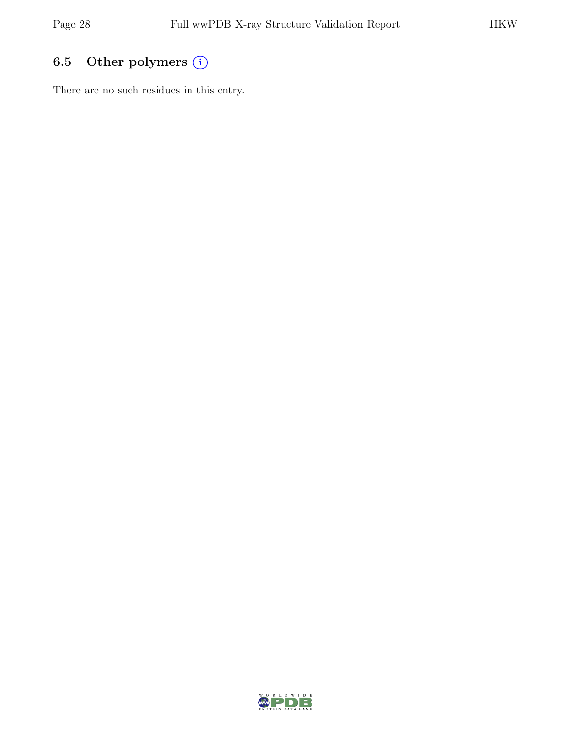### 6.5 Other polymers (i)

There are no such residues in this entry.